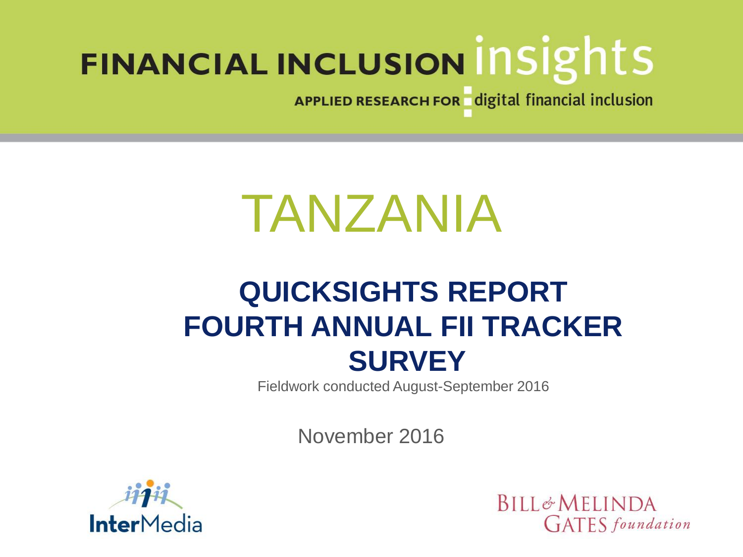FINANCIAL INCLUSION insights

APPLIED RESEARCH FOR digital financial inclusion

# TANZANIA

## QUICKSIGHTS REPORT FOURTH ANNUAL FII TRACKER SURVEY

Fieldwork conducted August-September 2016

November 2016

InterMedia

BILL & MELINDA GATES foundation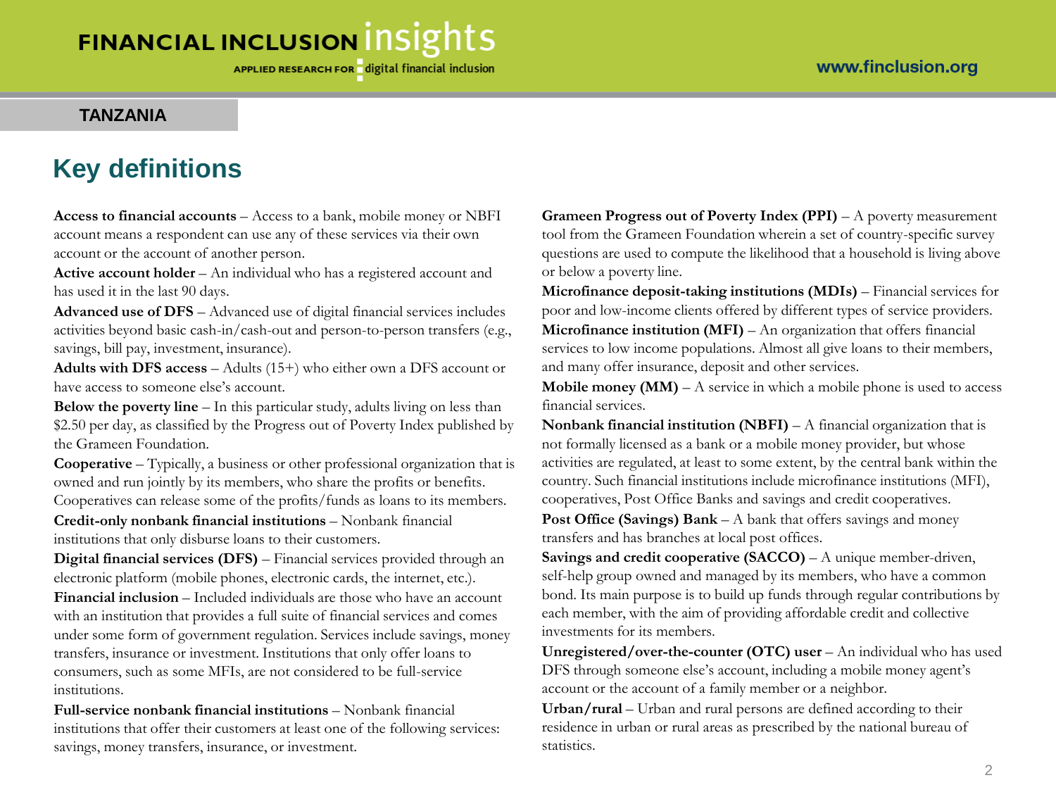TANZANIA

# Key definitions

**Access to financial accounts** – Access to a bank, mobile money or NBFI account means a respondent can use any of these services via their own account or the account of another person.

**Active account holder** – An individual who has a registered account and has used it in the last 90 days.

**Advanced use of DFS** – Advanced use of digital financial services includes activities beyond basic cash-in/cash-out and person-to-person transfers (e.g., savings, bill pay, investment, insurance).

**Adults with DFS access** – Adults (15+) who either own a DFS account or have access to someone else's account.

**Below the poverty line** – In this particular study, adults living on less than $2.50 per day, as classified by the Progress out of Poverty Index published by the Grameen Foundation.

**Cooperative** – Typically, a business or other professional organization that is owned and run jointly by its members, who share the profits or benefits. Cooperatives can release some of the profits/funds as loans to its members.

**Credit-only nonbank financial institutions** – Nonbank financial institutions that only disburse loans to their customers.

**Digital financial services (DFS)** – Financial services provided through an electronic platform (mobile phones, electronic cards, the internet, etc.).

**Financial inclusion** – Included individuals are those who have an account with an institution that provides a full suite of financial services and comes under some form of government regulation. Services include savings, money transfers, insurance or investment. Institutions that only offer loans to consumers, such as some MFIs, are not considered to be full-service institutions.

**Full-service nonbank financial institutions** – Nonbank financial institutions that offer their customers at least one of the following services: savings, money transfers, insurance, or investment.

**Grameen Progress out of Poverty Index (PPI)** – A poverty measurement tool from the Grameen Foundation wherein a set of country-specific survey questions are used to compute the likelihood that a household is living above or below a poverty line.

**Microfinance deposit-taking institutions (MDIs)** – Financial services for poor and low-income clients offered by different types of service providers.

**Microfinance institution (MFI)** – An organization that offers financial services to low income populations. Almost all give loans to their members, and many offer insurance, deposit and other services.

**Mobile money (MM)** – A service in which a mobile phone is used to access financial services.

**Nonbank financial institution (NBFI)** – A financial organization that is not formally licensed as a bank or a mobile money provider, but whose activities are regulated, at least to some extent, by the central bank within the country. Such financial institutions include microfinance institutions (MFI), cooperatives, Post Office Banks and savings and credit cooperatives.

**Post Office (Savings) Bank** – A bank that offers savings and money transfers and has branches at local post offices.

**Savings and credit cooperative (SACCO)** – A unique member-driven, self-help group owned and managed by its members, who have a common bond. Its main purpose is to build up funds through regular contributions by each member, with the aim of providing affordable credit and collective investments for its members.

**Unregistered/over-the-counter (OTC) user** – An individual who has used DFS through someone else's account, including a mobile money agent's account or the account of a family member or a neighbor.

**Urban/rural** – Urban and rural persons are defined according to their residence in urban or rural areas as prescribed by the national bureau of statistics.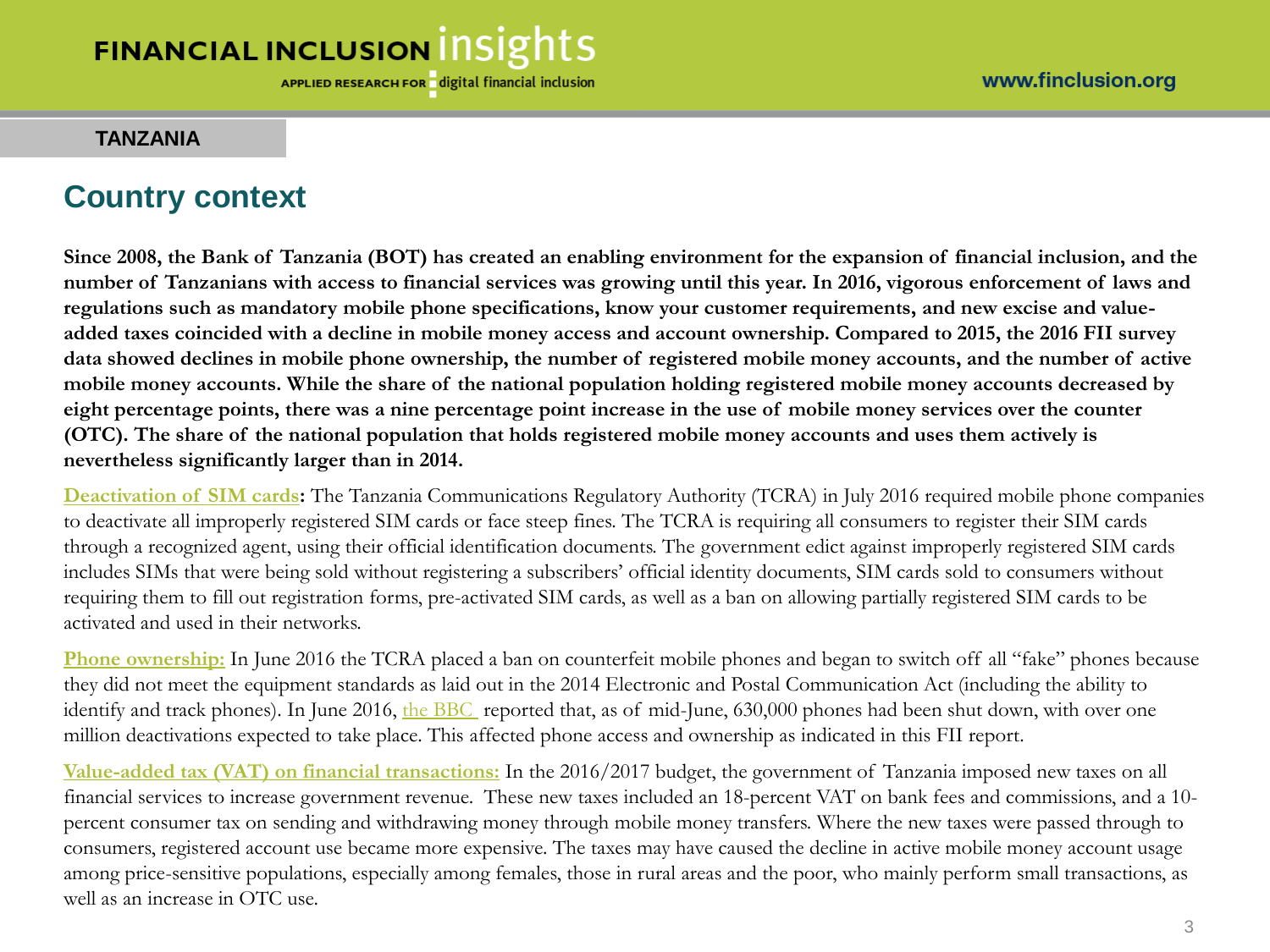**TANZANIA**

## Country context

**Since 2008, the Bank of Tanzania (BOT) has created an enabling environment for the expansion of financial inclusion, and the number of Tanzanians with access to financial services was growing until this year. In 2016, vigorous enforcement of laws and regulations such as mandatory mobile phone specifications, know your customer requirements, and new excise and value-added taxes coincided with a decline in mobile money access and account ownership. Compared to 2015, the 2016 FII survey data showed declines in mobile phone ownership, the number of registered mobile money accounts, and the number of active mobile money accounts. While the share of the national population holding registered mobile money accounts decreased by eight percentage points, there was a nine percentage point increase in the use of mobile money services over the counter (OTC). The share of the national population that holds registered mobile money accounts and uses them actively is nevertheless significantly larger than in 2014.**

**Deactivation of SIM cards:** The Tanzania Communications Regulatory Authority (TCRA) in July 2016 required mobile phone companies to deactivate all improperly registered SIM cards or face steep fines. The TCRA is requiring all consumers to register their SIM cards through a recognized agent, using their official identification documents. The government edict against improperly registered SIM cards includes SIMs that were being sold without registering a subscribers' official identity documents, SIM cards sold to consumers without requiring them to fill out registration forms, pre-activated SIM cards, as well as a ban on allowing partially registered SIM cards to be activated and used in their networks.

**Phone ownership:** In June 2016 the TCRA placed a ban on counterfeit mobile phones and began to switch off all "fake" phones because they did not meet the equipment standards as laid out in the 2014 Electronic and Postal Communication Act (including the ability to identify and track phones). In June 2016, the BBC reported that, as of mid-June, 630,000 phones had been shut down, with over one million deactivations expected to take place. This affected phone access and ownership as indicated in this FII report.

**Value-added tax (VAT) on financial transactions:** In the 2016/2017 budget, the government of Tanzania imposed new taxes on all financial services to increase government revenue. These new taxes included an 18-percent VAT on bank fees and commissions, and a 10-percent consumer tax on sending and withdrawing money through mobile money transfers. Where the new taxes were passed through to consumers, registered account use became more expensive. The taxes may have caused the decline in active mobile money account usage among price-sensitive populations, especially among females, those in rural areas and the poor, who mainly perform small transactions, as well as an increase in OTC use.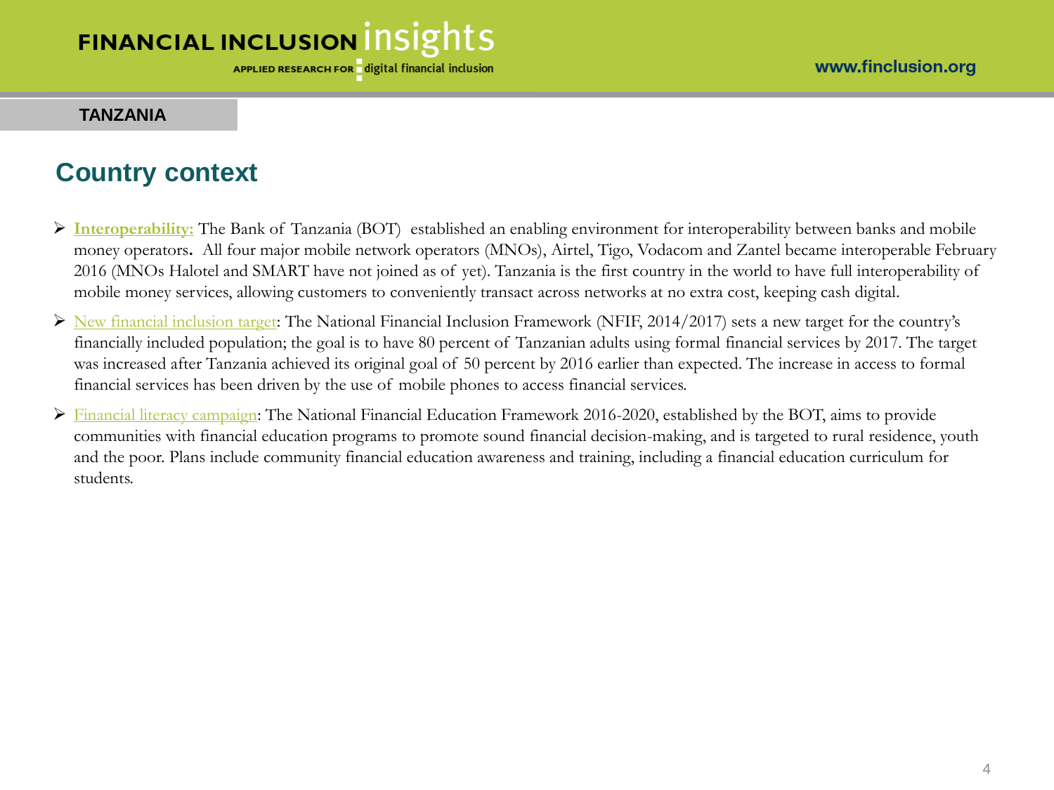**TANZANIA**

## Country context

- **Interoperability:** The Bank of Tanzania (BOT) established an enabling environment for interoperability between banks and mobile money operators. All four major mobile network operators (MNOs), Airtel, Tigo, Vodacom and Zantel became interoperable February 2016 (MNOs Halotel and SMART have not joined as of yet). Tanzania is the first country in the world to have full interoperability of mobile money services, allowing customers to conveniently transact across networks at no extra cost, keeping cash digital.
- New financial inclusion target: The National Financial Inclusion Framework (NFIF, 2014/2017) sets a new target for the country's financially included population; the goal is to have 80 percent of Tanzanian adults using formal financial services by 2017. The target was increased after Tanzania achieved its original goal of 50 percent by 2016 earlier than expected. The increase in access to formal financial services has been driven by the use of mobile phones to access financial services.
- Financial literacy campaign: The National Financial Education Framework 2016-2020, established by the BOT, aims to provide communities with financial education programs to promote sound financial decision-making, and is targeted to rural residence, youth and the poor. Plans include community financial education awareness and training, including a financial education curriculum for students.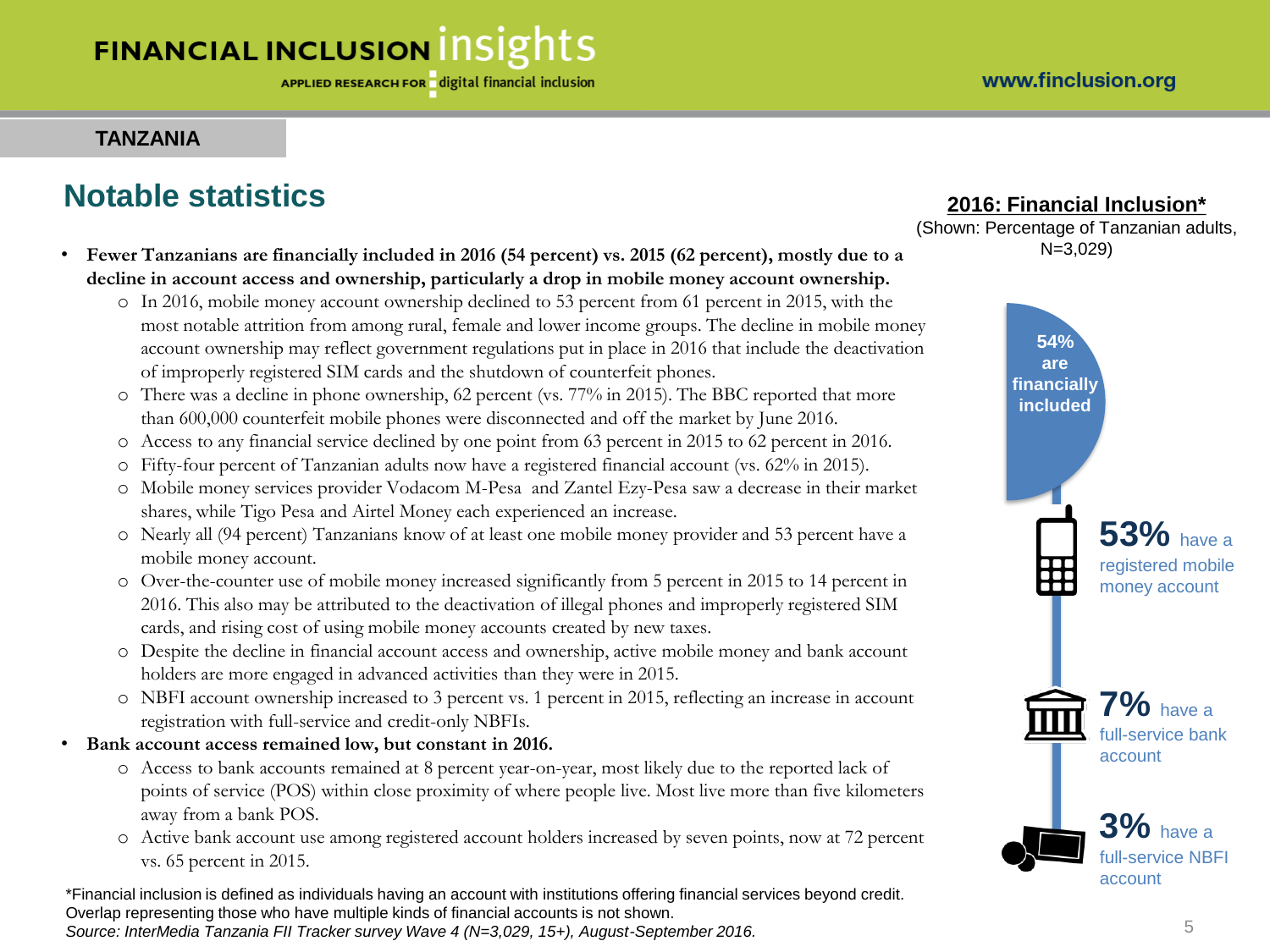TANZANIA

## Notable statistics

- **Fewer Tanzanians are financially included in 2016 (54 percent) vs. 2015 (62 percent), mostly due to a decline in account access and ownership, particularly a drop in mobile money account ownership.**
  - In 2016, mobile money account ownership declined to 53 percent from 61 percent in 2015, with the most notable attrition from among rural, female and lower income groups. The decline in mobile money account ownership may reflect government regulations put in place in 2016 that include the deactivation of improperly registered SIM cards and the shutdown of counterfeit phones.
  - There was a decline in phone ownership, 62 percent (vs. 77% in 2015). The BBC reported that more than 600,000 counterfeit mobile phones were disconnected and off the market by June 2016.
  - Access to any financial service declined by one point from 63 percent in 2015 to 62 percent in 2016.
  - Fifty-four percent of Tanzanian adults now have a registered financial account (vs. 62% in 2015).
  - Mobile money services provider Vodacom M-Pesa and Zantel Ezy-Pesa saw a decrease in their market shares, while Tigo Pesa and Airtel Money each experienced an increase.
  - Nearly all (94 percent) Tanzanians know of at least one mobile money provider and 53 percent have a mobile money account.
  - Over-the-counter use of mobile money increased significantly from 5 percent in 2015 to 14 percent in 2016. This also may be attributed to the deactivation of illegal phones and improperly registered SIM cards, and rising cost of using mobile money accounts created by new taxes.
  - Despite the decline in financial account access and ownership, active mobile money and bank account holders are more engaged in advanced activities than they were in 2015.
  - NBFI account ownership increased to 3 percent vs. 1 percent in 2015, reflecting an increase in account registration with full-service and credit-only NBFIs.
- **Bank account access remained low, but constant in 2016.**
  - Access to bank accounts remained at 8 percent year-on-year, most likely due to the reported lack of points of service (POS) within close proximity of where people live. Most live more than five kilometers away from a bank POS.
  - Active bank account use among registered account holders increased by seven points, now at 72 percent vs. 65 percent in 2015.

**2016: Financial Inclusion***

(Shown: Percentage of Tanzanian adults, N=3,029)

- **54%** are financially included
- **53%** have a registered mobile money account
- **7%** have a full-service bank account
- **3%** have a full-service NBFI account

*Financial inclusion is defined as individuals having an account with institutions offering financial services beyond credit. Overlap representing those who have multiple kinds of financial accounts is not shown.

*Source: InterMedia Tanzania FII Tracker survey Wave 4 (N=3,029, 15+), August-September 2016.*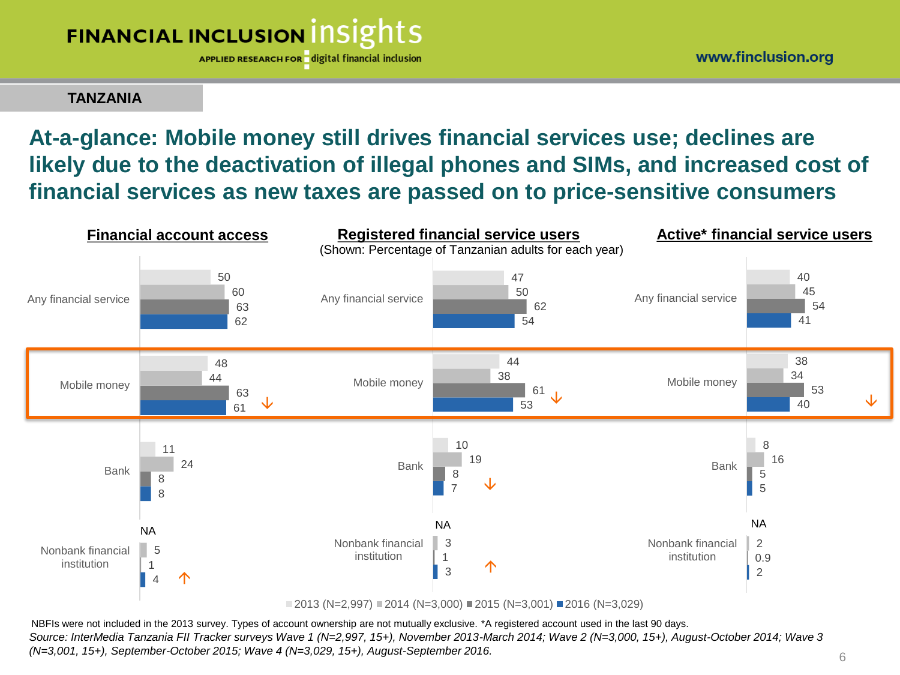TANZANIA

# At-a-glance: Mobile money still drives financial services use; declines are likely due to the deactivation of illegal phones and SIMs, and increased cost of financial services as new taxes are passed on to price-sensitive consumers

(Shown: Percentage of Tanzanian adults for each year)

**Financial account access**

| | 2013 | 2014 | 2015 | 2016 |
|---|---|---|---|---|
| Any financial service | 50 | 60 | 63 | 62 |
| Mobile money | 48 | 44 | 63 | 61 ↓ |
| Bank | 11 | 24 | 8 | 8 |
| Nonbank financial institution | NA | 5 | 1 | 4 ↑ |

**Registered financial service users**

| | 2013 | 2014 | 2015 | 2016 |
|---|---|---|---|---|
| Any financial service | 47 | 50 | 62 | 54 |
| Mobile money | 44 | 38 | 61 | 53 ↓ |
| Bank | 10 | 19 | 8 | 7 ↓ |
| Nonbank financial institution | NA | 3 | 1 | 3 ↑ |

**Active* financial service users**

| | 2013 | 2014 | 2015 | 2016 |
|---|---|---|---|---|
| Any financial service | 40 | 45 | 54 | 41 |
| Mobile money | 38 | 34 | 53 | 40 ↓ |
| Bank | 8 | 16 | 5 | 5 |
| Nonbank financial institution | NA | 2 | 0.9 | 2 |

2013 (N=2,997) 2014 (N=3,000) 2015 (N=3,001) 2016 (N=3,029)

NBFIs were not included in the 2013 survey. Types of account ownership are not mutually exclusive. *A registered account used in the last 90 days.

*Source: InterMedia Tanzania FII Tracker surveys Wave 1 (N=2,997, 15+), November 2013-March 2014; Wave 2 (N=3,000, 15+), August-October 2014; Wave 3 (N=3,001, 15+), September-October 2015; Wave 4 (N=3,029, 15+), August-September 2016.*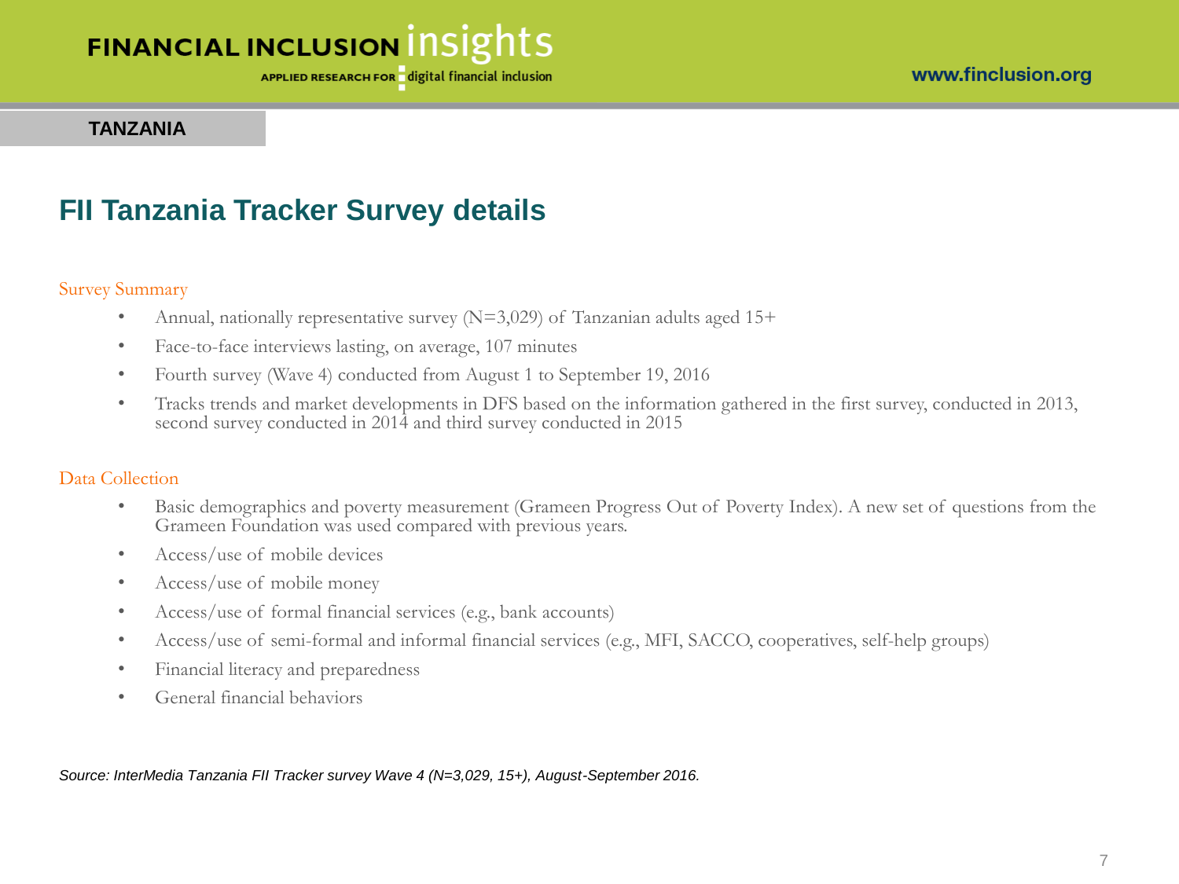**TANZANIA**

# FII Tanzania Tracker Survey details

## Survey Summary

- Annual, nationally representative survey (N=3,029) of Tanzanian adults aged 15+
- Face-to-face interviews lasting, on average, 107 minutes
- Fourth survey (Wave 4) conducted from August 1 to September 19, 2016
- Tracks trends and market developments in DFS based on the information gathered in the first survey, conducted in 2013, second survey conducted in 2014 and third survey conducted in 2015

## Data Collection

- Basic demographics and poverty measurement (Grameen Progress Out of Poverty Index). A new set of questions from the Grameen Foundation was used compared with previous years.
- Access/use of mobile devices
- Access/use of mobile money
- Access/use of formal financial services (e.g., bank accounts)
- Access/use of semi-formal and informal financial services (e.g., MFI, SACCO, cooperatives, self-help groups)
- Financial literacy and preparedness
- General financial behaviors

*Source: InterMedia Tanzania FII Tracker survey Wave 4 (N=3,029, 15+), August-September 2016.*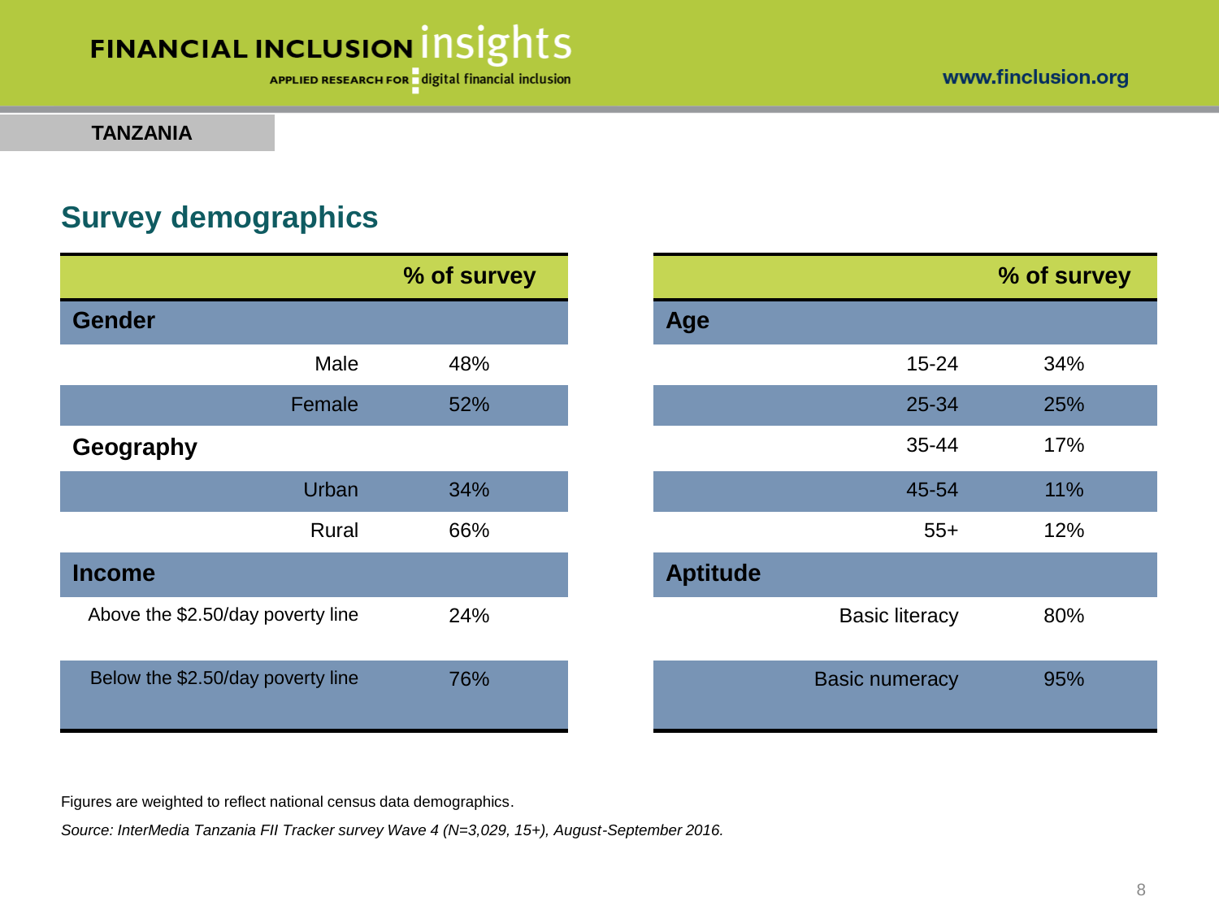TANZANIA

## Survey demographics

| | % of survey |
|---|---|
| **Gender** | |
| Male | 48% |
| Female | 52% |
| **Geography** | |
| Urban | 34% |
| Rural | 66% |
| **Income** | |
| Above the $2.50/day poverty line | 24% |
| Below the $2.50/day poverty line | 76% |

| | % of survey |
|---|---|
| **Age** | |
| 15-24 | 34% |
| 25-34 | 25% |
| 35-44 | 17% |
| 45-54 | 11% |
| 55+ | 12% |
| **Aptitude** | |
| Basic literacy | 80% |
| Basic numeracy | 95% |

Figures are weighted to reflect national census data demographics.

*Source: InterMedia Tanzania FII Tracker survey Wave 4 (N=3,029, 15+), August-September 2016.*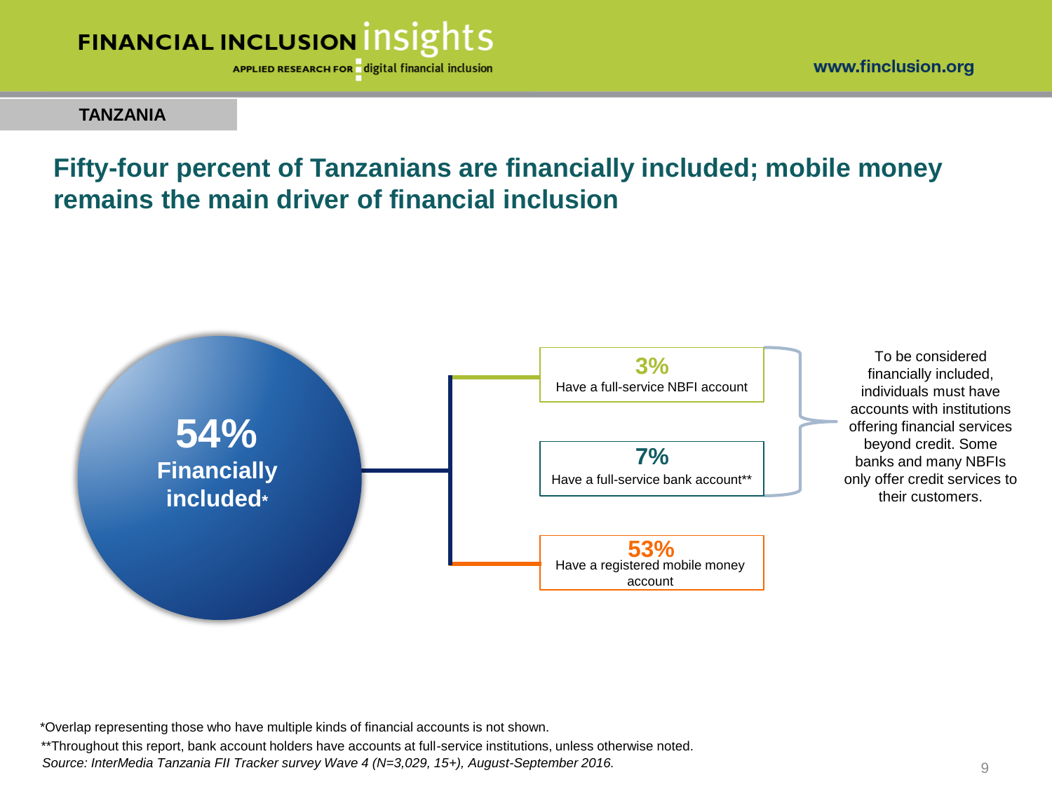**TANZANIA**

## Fifty-four percent of Tanzanians are financially included; mobile money remains the main driver of financial inclusion

**54%**
**Financially included***

**3%**
Have a full-service NBFI account

**7%**
Have a full-service bank account**

**53%**
Have a registered mobile money account

To be considered financially included, individuals must have accounts with institutions offering financial services beyond credit. Some banks and many NBFIs only offer credit services to their customers.

*Overlap representing those who have multiple kinds of financial accounts is not shown.

**Throughout this report, bank account holders have accounts at full-service institutions, unless otherwise noted.

*Source: InterMedia Tanzania FII Tracker survey Wave 4 (N=3,029, 15+), August-September 2016.*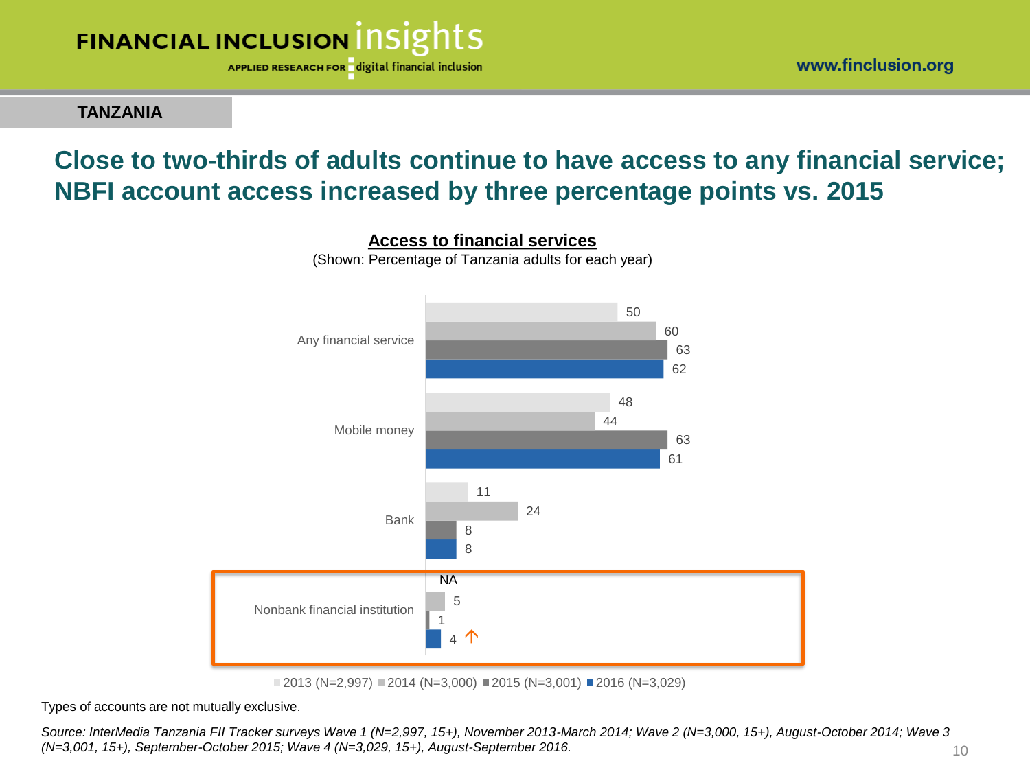**TANZANIA**

# Close to two-thirds of adults continue to have access to any financial service; NBFI account access increased by three percentage points vs. 2015

**Access to financial services**

(Shown: Percentage of Tanzania adults for each year)

| | 2013 (N=2,997) | 2014 (N=3,000) | 2015 (N=3,001) | 2016 (N=3,029) |
|---|---|---|---|---|
| Any financial service | 50 | 60 | 63 | 62 |
| Mobile money | 48 | 44 | 63 | 61 |
| Bank | 11 | 24 | 8 | 8 |
| Nonbank financial institution | NA | 5 | 1 | 4 ↑ |

Types of accounts are not mutually exclusive.

*Source: InterMedia Tanzania FII Tracker surveys Wave 1 (N=2,997, 15+), November 2013-March 2014; Wave 2 (N=3,000, 15+), August-October 2014; Wave 3 (N=3,001, 15+), September-October 2015; Wave 4 (N=3,029, 15+), August-September 2016.*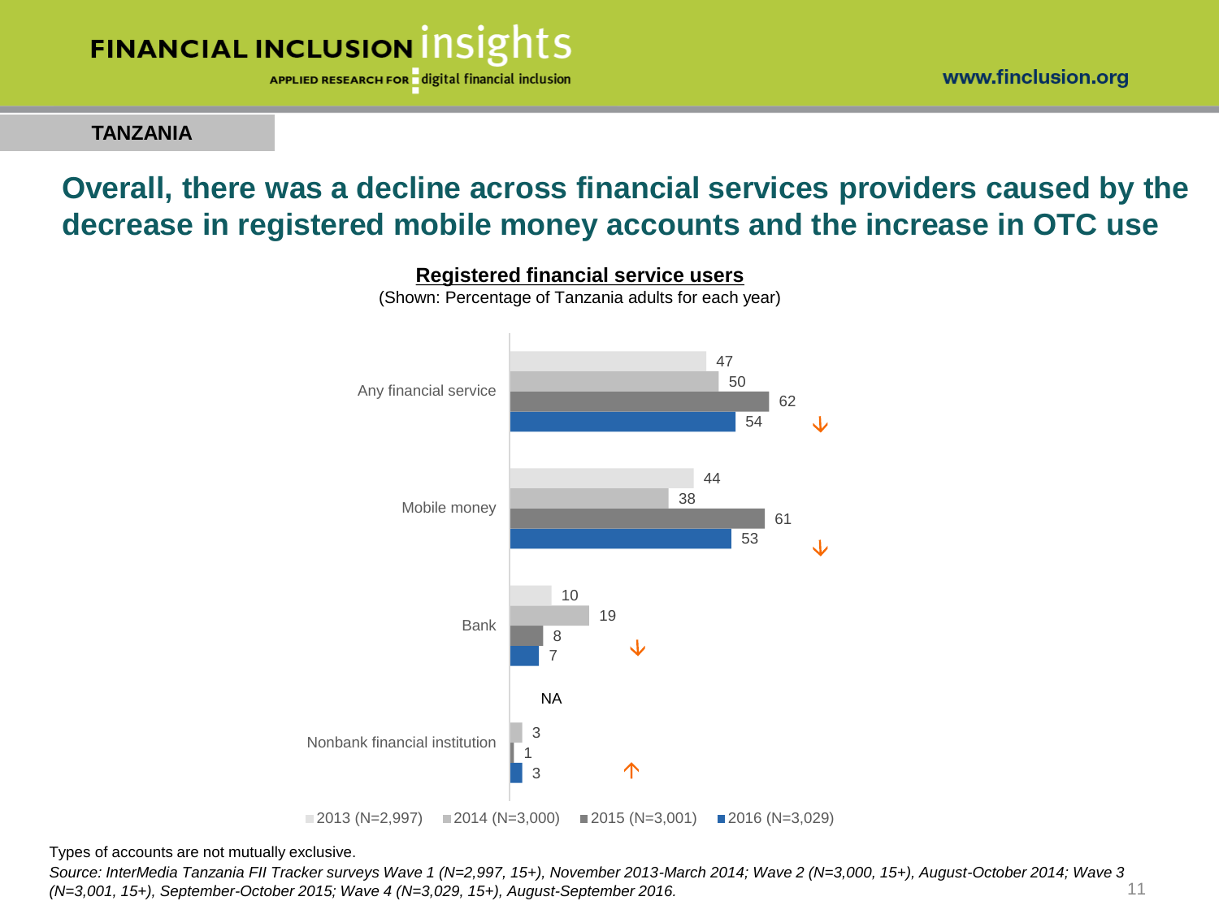TANZANIA

# Overall, there was a decline across financial services providers caused by the decrease in registered mobile money accounts and the increase in OTC use

**Registered financial service users**

(Shown: Percentage of Tanzania adults for each year)

| | 2013 (N=2,997) | 2014 (N=3,000) | 2015 (N=3,001) | 2016 (N=3,029) | Trend |
|---|---|---|---|---|---|
| Any financial service | 47 | 50 | 62 | 54 | ↓ |
| Mobile money | 44 | 38 | 61 | 53 | ↓ |
| Bank | 10 | 19 | 8 | 7 | ↓ |
| Nonbank financial institution | NA | 3 | 1 | 3 | ↑ |

Types of accounts are not mutually exclusive.

*Source: InterMedia Tanzania FII Tracker surveys Wave 1 (N=2,997, 15+), November 2013-March 2014; Wave 2 (N=3,000, 15+), August-October 2014; Wave 3 (N=3,001, 15+), September-October 2015; Wave 4 (N=3,029, 15+), August-September 2016.*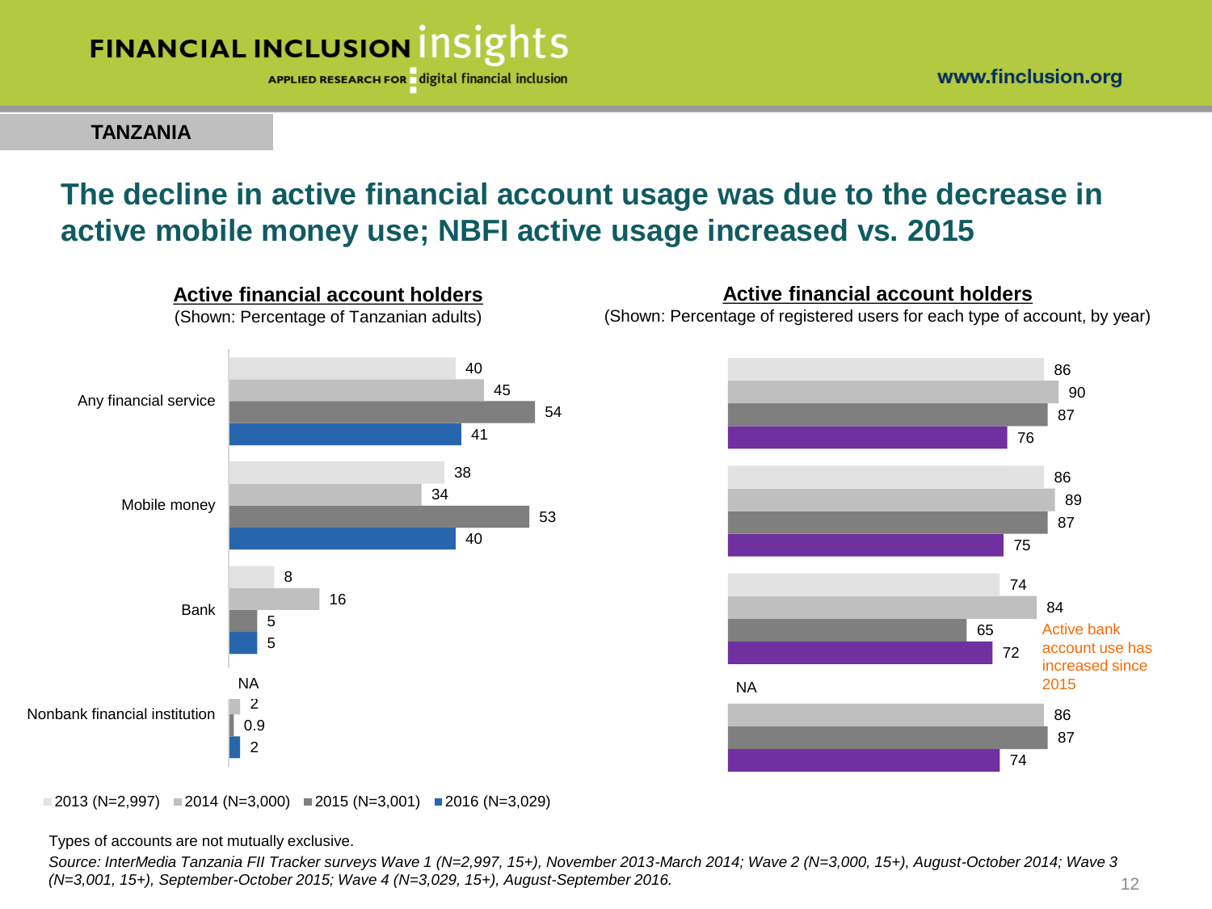TANZANIA

# The decline in active financial account usage was due to the decrease in active mobile money use; NBFI active usage increased vs. 2015

**Active financial account holders**
(Shown: Percentage of Tanzanian adults)

| | 2013 (N=2,997) | 2014 (N=3,000) | 2015 (N=3,001) | 2016 (N=3,029) |
|---|---|---|---|---|
| Any financial service | 40 | 45 | 54 | 41 |
| Mobile money | 38 | 34 | 53 | 40 |
| Bank | 8 | 16 | 5 | 5 |
| Nonbank financial institution | NA | 2 | 0.9 | 2 |

**Active financial account holders**
(Shown: Percentage of registered users for each type of account, by year)

| | 2013 (N=2,997) | 2014 (N=3,000) | 2015 (N=3,001) | 2016 (N=3,029) |
|---|---|---|---|---|
| Any financial service | 86 | 90 | 87 | 76 |
| Mobile money | 86 | 89 | 87 | 75 |
| Bank | 74 | 84 | 65 | 72 |
| Nonbank financial institution | NA | 86 | 87 | 74 |

Active bank account use has increased since 2015

Types of accounts are not mutually exclusive.

*Source: InterMedia Tanzania FII Tracker surveys Wave 1 (N=2,997, 15+), November 2013-March 2014; Wave 2 (N=3,000, 15+), August-October 2014; Wave 3 (N=3,001, 15+), September-October 2015; Wave 4 (N=3,029, 15+), August-September 2016.*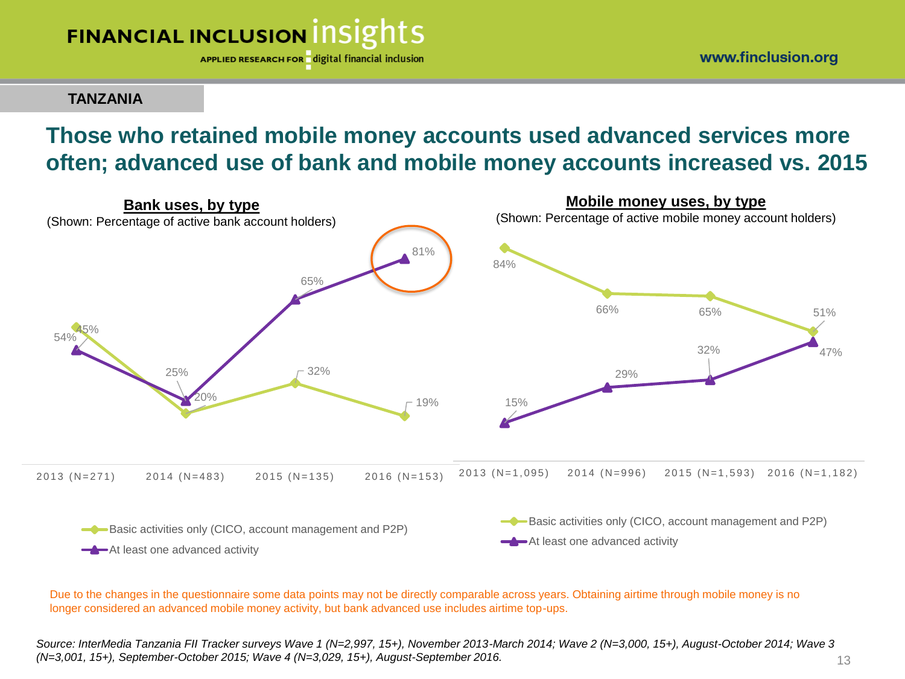**TANZANIA**

# Those who retained mobile money accounts used advanced services more often; advanced use of bank and mobile money accounts increased vs. 2015

## Bank uses, by type

(Shown: Percentage of active bank account holders)

| | 2013 (N=271) | 2014 (N=483) | 2015 (N=135) | 2016 (N=153) |
|---|---|---|---|---|
| Basic activities only (CICO, account management and P2P) | 54% | 20% | 32% | 19% |
| At least one advanced activity | 45% | 25% | 65% | 81% |

## Mobile money uses, by type

(Shown: Percentage of active mobile money account holders)

| | 2013 (N=1,095) | 2014 (N=996) | 2015 (N=1,593) | 2016 (N=1,182) |
|---|---|---|---|---|
| Basic activities only (CICO, account management and P2P) | 84% | 66% | 65% | 51% |
| At least one advanced activity | 15% | 29% | 32% | 47% |

Due to the changes in the questionnaire some data points may not be directly comparable across years. Obtaining airtime through mobile money is no longer considered an advanced mobile money activity, but bank advanced use includes airtime top-ups.

*Source: InterMedia Tanzania FII Tracker surveys Wave 1 (N=2,997, 15+), November 2013-March 2014; Wave 2 (N=3,000, 15+), August-October 2014; Wave 3 (N=3,001, 15+), September-October 2015; Wave 4 (N=3,029, 15+), August-September 2016.*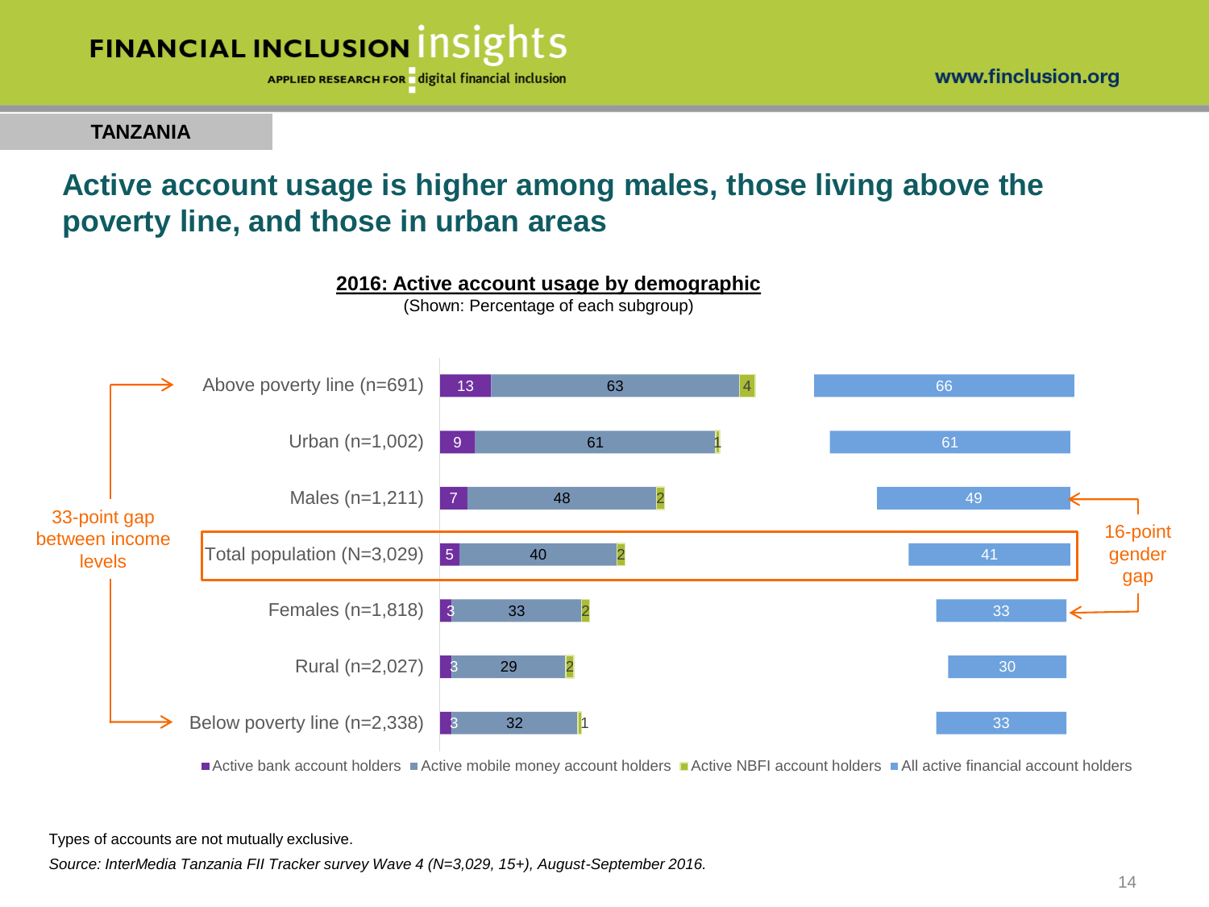**TANZANIA**

# Active account usage is higher among males, those living above the poverty line, and those in urban areas

**2016: Active account usage by demographic**

(Shown: Percentage of each subgroup)

| Demographic | Active bank account holders | Active mobile money account holders | Active NBFI account holders | All active financial account holders |
|---|---|---|---|---|
| Above poverty line (n=691) | 13 | 63 | 4 | 66 |
| Urban (n=1,002) | 9 | 61 | 1 | 61 |
| Males (n=1,211) | 7 | 48 | 2 | 49 |
| **Total population (N=3,029)** | 5 | 40 | 2 | 41 |
| Females (n=1,818) | 3 | 33 | 2 | 33 |
| Rural (n=2,027) | 3 | 29 | 2 | 30 |
| Below poverty line (n=2,338) | 3 | 32 | 1 | 33 |

33-point gap between income levels

16-point gender gap

Types of accounts are not mutually exclusive.

*Source: InterMedia Tanzania FII Tracker survey Wave 4 (N=3,029, 15+), August-September 2016.*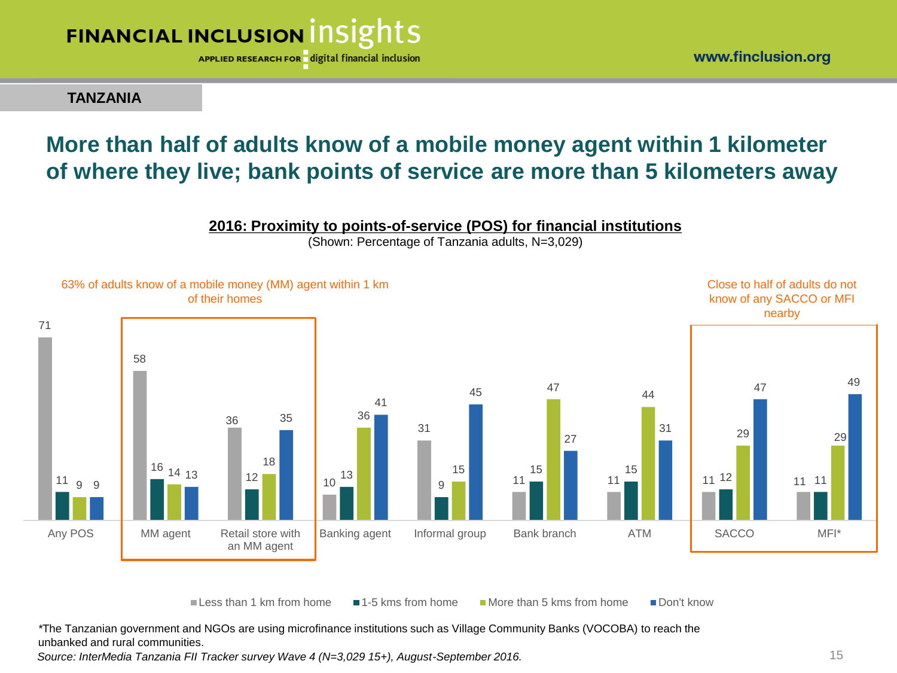TANZANIA

# More than half of adults know of a mobile money agent within 1 kilometer of where they live; bank points of service are more than 5 kilometers away

**2016: Proximity to points-of-service (POS) for financial institutions**

(Shown: Percentage of Tanzania adults, N=3,029)

63% of adults know of a mobile money (MM) agent within 1 km of their homes

Close to half of adults do not know of any SACCO or MFI nearby

| | Less than 1 km from home | 1-5 kms from home | More than 5 kms from home | Don't know |
|---|---|---|---|---|
| Any POS | 71 | 11 | 9 | 9 |
| MM agent | 58 | 16 | 14 | 13 |
| Retail store with an MM agent | 36 | 12 | 18 | 35 |
| Banking agent | 10 | 13 | 36 | 41 |
| Informal group | 31 | 9 | 15 | 45 |
| Bank branch | 11 | 15 | 47 | 27 |
| ATM | 11 | 15 | 44 | 31 |
| SACCO | 11 | 12 | 29 | 47 |
| MFI* | 11 | 11 | 29 | 49 |

*The Tanzanian government and NGOs are using microfinance institutions such as Village Community Banks (VOCOBA) to reach the unbanked and rural communities.

*Source: InterMedia Tanzania FII Tracker survey Wave 4 (N=3,029 15+), August-September 2016.*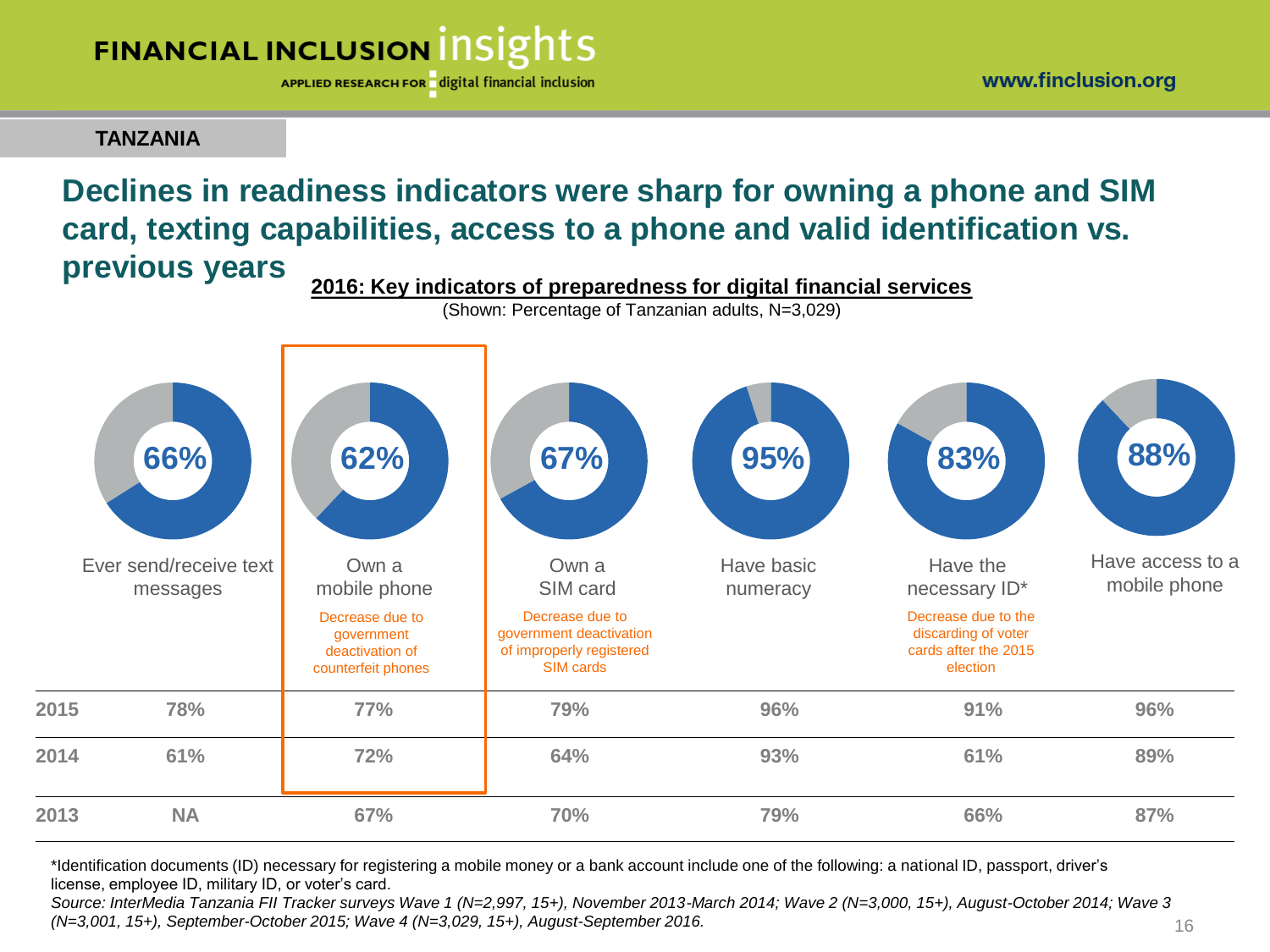TANZANIA

# Declines in readiness indicators were sharp for owning a phone and SIM card, texting capabilities, access to a phone and valid identification vs. previous years

**2016: Key indicators of preparedness for digital financial services**

(Shown: Percentage of Tanzanian adults, N=3,029)

| | Ever send/receive text messages | Own a mobile phone | Own a SIM card | Have basic numeracy | Have the necessary ID* | Have access to a mobile phone |
|---|---|---|---|---|---|---|
| 2016 | 66% | 62% | 67% | 95% | 83% | 88% |
| | | Decrease due to government deactivation of counterfeit phones | Decrease due to government deactivation of improperly registered SIM cards | | Decrease due to the discarding of voter cards after the 2015 election | |
| 2015 | 78% | 77% | 79% | 96% | 91% | 96% |
| 2014 | 61% | 72% | 64% | 93% | 61% | 89% |
| 2013 | NA | 67% | 70% | 79% | 66% | 87% |

*Identification documents (ID) necessary for registering a mobile money or a bank account include one of the following: a national ID, passport, driver's license, employee ID, military ID, or voter's card.

*Source: InterMedia Tanzania FII Tracker surveys Wave 1 (N=2,997, 15+), November 2013-March 2014; Wave 2 (N=3,000, 15+), August-October 2014; Wave 3 (N=3,001, 15+), September-October 2015; Wave 4 (N=3,029, 15+), August-September 2016.*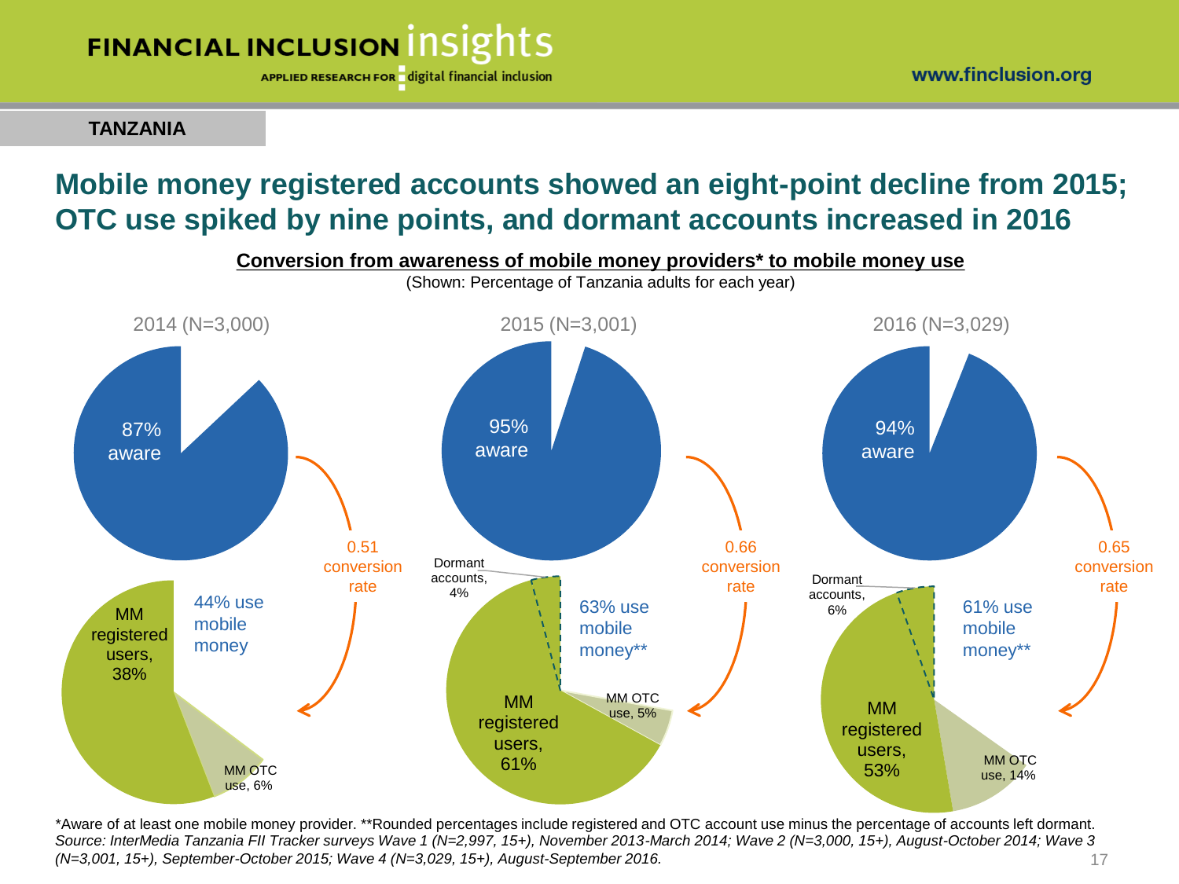**TANZANIA**

# Mobile money registered accounts showed an eight-point decline from 2015; OTC use spiked by nine points, and dormant accounts increased in 2016

**Conversion from awareness of mobile money providers* to mobile money use**

(Shown: Percentage of Tanzania adults for each year)

| | 2014 (N=3,000) | 2015 (N=3,001) | 2016 (N=3,029) |
|---|---|---|---|
| Aware | 87% | 95% | 94% |
| Conversion rate | 0.51 | 0.66 | 0.65 |
| Use mobile money | 44% | 63%** | 61%** |
| MM registered users | 38% | 61% | 53% |
| MM OTC use | 6% | 5% | 14% |
| Dormant accounts | | 4% | 6% |

*Aware of at least one mobile money provider. **Rounded percentages include registered and OTC account use minus the percentage of accounts left dormant.

*Source: InterMedia Tanzania FII Tracker surveys Wave 1 (N=2,997, 15+), November 2013-March 2014; Wave 2 (N=3,000, 15+), August-October 2014; Wave 3 (N=3,001, 15+), September-October 2015; Wave 4 (N=3,029, 15+), August-September 2016.*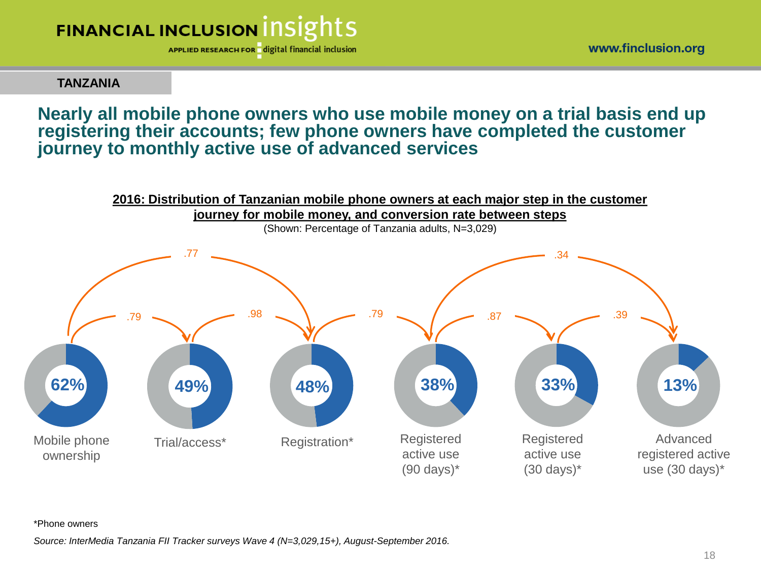**TANZANIA**

## Nearly all mobile phone owners who use mobile money on a trial basis end up registering their accounts; few phone owners have completed the customer journey to monthly active use of advanced services

**2016: Distribution of Tanzanian mobile phone owners at each major step in the customer journey for mobile money, and conversion rate between steps**

(Shown: Percentage of Tanzania adults, N=3,029)

| Step | Percentage | Conversion rate to next step |
|---|---|---|
| Mobile phone ownership | 62% | .79 |
| Trial/access* | 49% | .98 |
| Registration* | 48% | .79 |
| Registered active use (90 days)* | 38% | .87 |
| Registered active use (30 days)* | 33% | .39 |
| Advanced registered active use (30 days)* | 13% | |

Conversion rate from Mobile phone ownership to Registration*: .77

Conversion rate from Registered active use (90 days)* to Advanced registered active use (30 days)*: .34

*Phone owners

*Source: InterMedia Tanzania FII Tracker surveys Wave 4 (N=3,029,15+), August-September 2016.*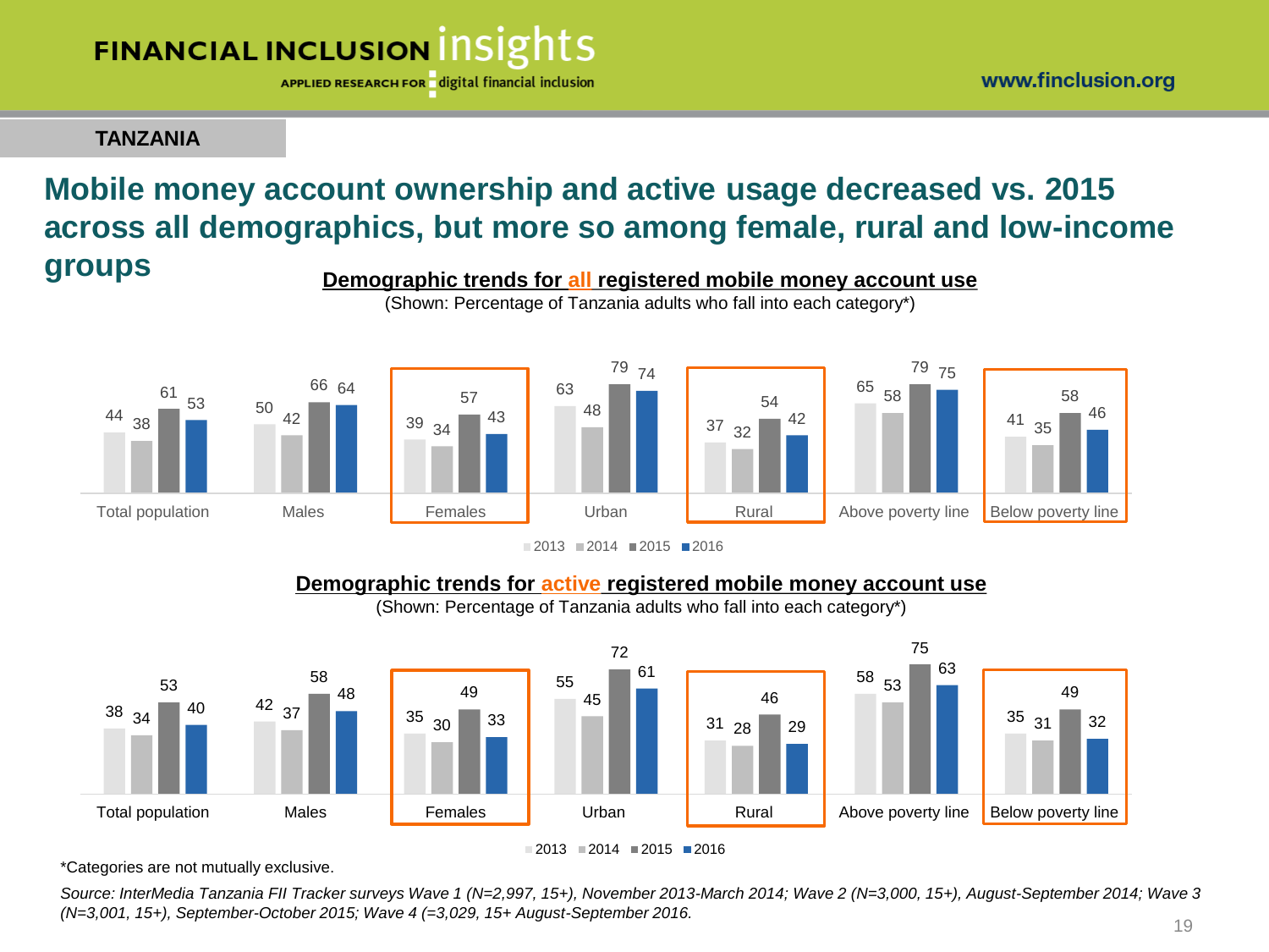TANZANIA

# Mobile money account ownership and active usage decreased vs. 2015 across all demographics, but more so among female, rural and low-income groups

**Demographic trends for all registered mobile money account use**

(Shown: Percentage of Tanzania adults who fall into each category*)

| | 2013 | 2014 | 2015 | 2016 |
|---|---|---|---|---|
| Total population | 44 | 38 | 61 | 53 |
| Males | 50 | 42 | 66 | 64 |
| Females | 39 | 34 | 57 | 43 |
| Urban | 63 | 48 | 79 | 74 |
| Rural | 37 | 32 | 54 | 42 |
| Above poverty line | 65 | 58 | 79 | 75 |
| Below poverty line | 41 | 35 | 58 | 46 |

**Demographic trends for active registered mobile money account use**

(Shown: Percentage of Tanzania adults who fall into each category*)

| | 2013 | 2014 | 2015 | 2016 |
|---|---|---|---|---|
| Total population | 38 | 34 | 53 | 40 |
| Males | 42 | 37 | 58 | 48 |
| Females | 35 | 30 | 49 | 33 |
| Urban | 55 | 45 | 72 | 61 |
| Rural | 31 | 28 | 46 | 29 |
| Above poverty line | 58 | 53 | 75 | 63 |
| Below poverty line | 35 | 31 | 49 | 32 |

*Categories are not mutually exclusive.

*Source: InterMedia Tanzania FII Tracker surveys Wave 1 (N=2,997, 15+), November 2013-March 2014; Wave 2 (N=3,000, 15+), August-September 2014; Wave 3 (N=3,001, 15+), September-October 2015; Wave 4 (=3,029, 15+ August-September 2016.*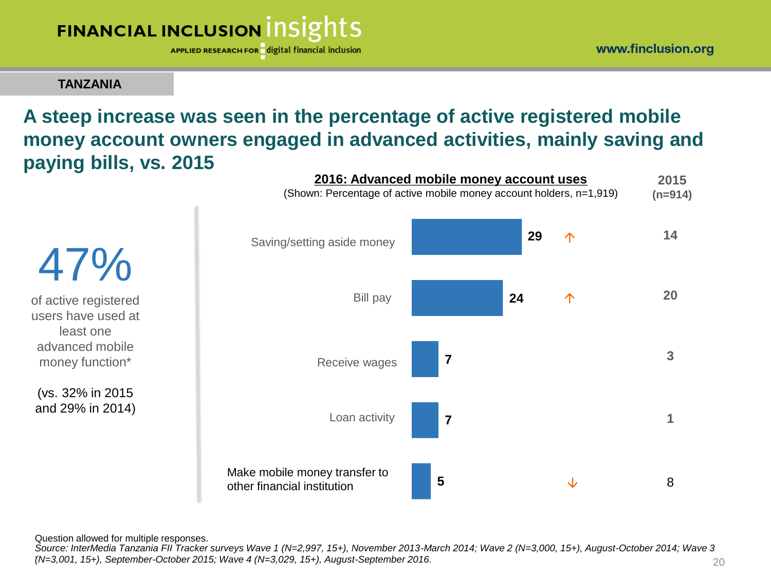TANZANIA

# A steep increase was seen in the percentage of active registered mobile money account owners engaged in advanced activities, mainly saving and paying bills, vs. 2015

**47%**

of active registered users have used at least one advanced mobile money function*

(vs. 32% in 2015 and 29% in 2014)

**2016: Advanced mobile money account uses**

(Shown: Percentage of active mobile money account holders, n=1,919)

| Use | 2016 | Change | 2015 (n=914) |
|---|---|---|---|
| Saving/setting aside money | 29 | ↑ | 14 |
| Bill pay | 24 | ↑ | 20 |
| Receive wages | 7 | | 3 |
| Loan activity | 7 | | 1 |
| Make mobile money transfer to other financial institution | 5 | ↓ | 8 |

Question allowed for multiple responses.

*Source: InterMedia Tanzania FII Tracker surveys Wave 1 (N=2,997, 15+), November 2013-March 2014; Wave 2 (N=3,000, 15+), August-October 2014; Wave 3 (N=3,001, 15+), September-October 2015; Wave 4 (N=3,029, 15+), August-September 2016.*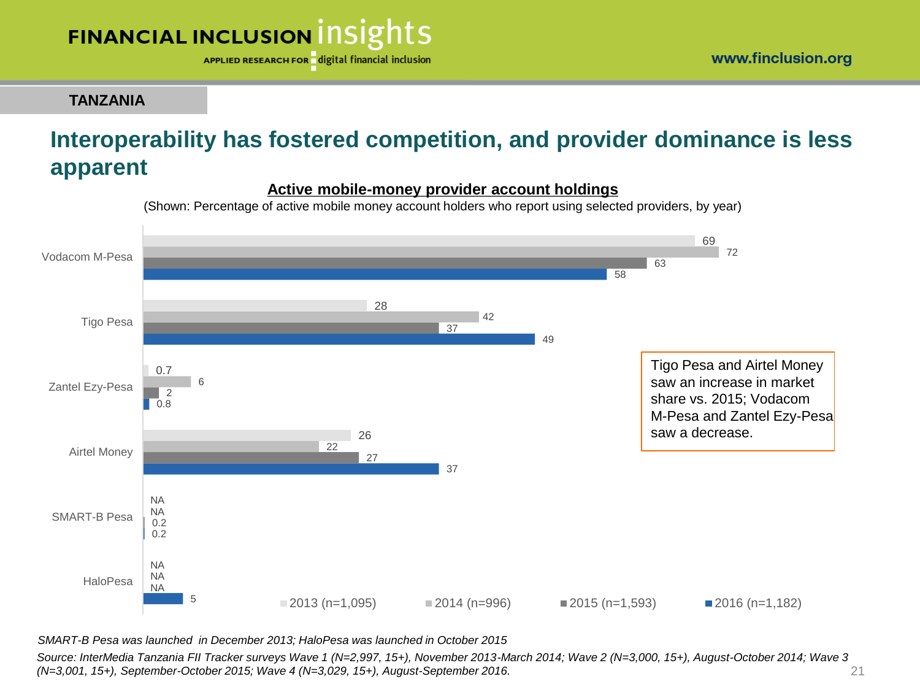**TANZANIA**

# Interoperability has fostered competition, and provider dominance is less apparent

**Active mobile-money provider account holdings**

(Shown: Percentage of active mobile money account holders who report using selected providers, by year)

| Provider | 2013 (n=1,095) | 2014 (n=996) | 2015 (n=1,593) | 2016 (n=1,182) |
|---|---|---|---|---|
| Vodacom M-Pesa | 69 | 72 | 63 | 58 |
| Tigo Pesa | 28 | 42 | 37 | 49 |
| Zantel Ezy-Pesa | 0.7 | 6 | 2 | 0.8 |
| Airtel Money | 26 | 22 | 27 | 37 |
| SMART-B Pesa | NA | NA | 0.2 | 0.2 |
| HaloPesa | NA | NA | NA | 5 |

Tigo Pesa and Airtel Money saw an increase in market share vs. 2015; Vodacom M-Pesa and Zantel Ezy-Pesa saw a decrease.

*SMART-B Pesa was launched in December 2013; HaloPesa was launched in October 2015*

*Source: InterMedia Tanzania FII Tracker surveys Wave 1 (N=2,997, 15+), November 2013-March 2014; Wave 2 (N=3,000, 15+), August-October 2014; Wave 3 (N=3,001, 15+), September-October 2015; Wave 4 (N=3,029, 15+), August-September 2016.*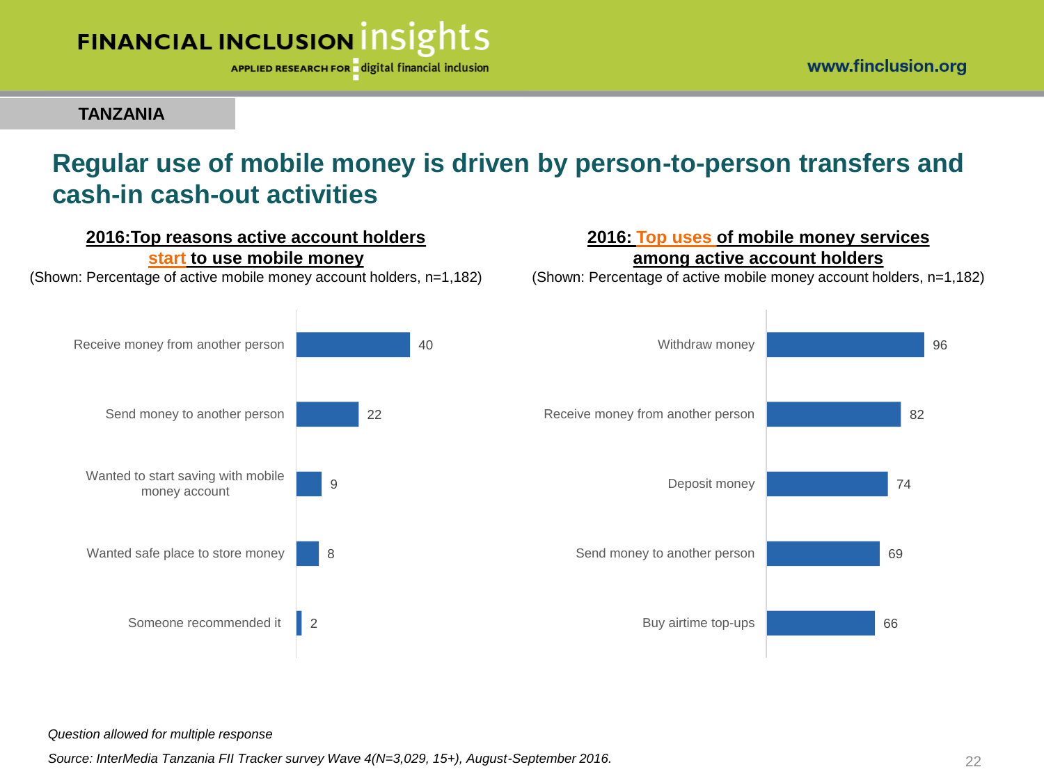TANZANIA

# Regular use of mobile money is driven by person-to-person transfers and cash-in cash-out activities

**2016:Top reasons active account holders start to use mobile money**

(Shown: Percentage of active mobile money account holders, n=1,182)

| Reason | % |
|---|---|
| Receive money from another person | 40 |
| Send money to another person | 22 |
| Wanted to start saving with mobile money account | 9 |
| Wanted safe place to store money | 8 |
| Someone recommended it | 2 |

**2016: Top uses of mobile money services among active account holders**

(Shown: Percentage of active mobile money account holders, n=1,182)

| Use | % |
|---|---|
| Withdraw money | 96 |
| Receive money from another person | 82 |
| Deposit money | 74 |
| Send money to another person | 69 |
| Buy airtime top-ups | 66 |

*Question allowed for multiple response*

*Source: InterMedia Tanzania FII Tracker survey Wave 4(N=3,029, 15+), August-September 2016.*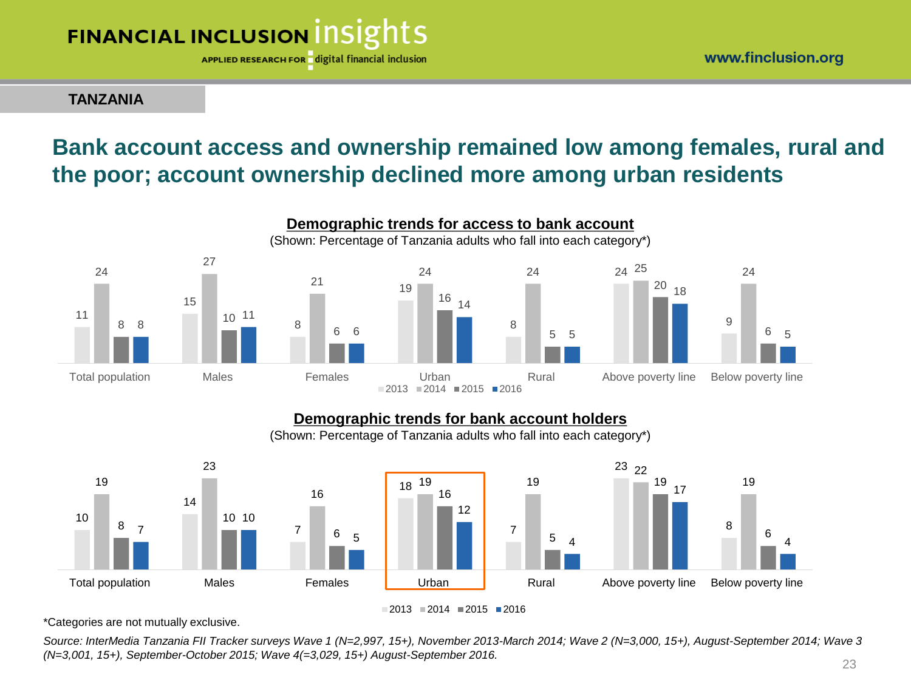TANZANIA

# Bank account access and ownership remained low among females, rural and the poor; account ownership declined more among urban residents

**Demographic trends for access to bank account**

(Shown: Percentage of Tanzania adults who fall into each category*)

| | 2013 | 2014 | 2015 | 2016 |
|---|---|---|---|---|
| Total population | 11 | 24 | 8 | 8 |
| Males | 15 | 27 | 10 | 11 |
| Females | 8 | 21 | 6 | 6 |
| Urban | 19 | 24 | 16 | 14 |
| Rural | 8 | 24 | 5 | 5 |
| Above poverty line | 24 | 25 | 20 | 18 |
| Below poverty line | 9 | 24 | 6 | 5 |

**Demographic trends for bank account holders**

(Shown: Percentage of Tanzania adults who fall into each category*)

| | 2013 | 2014 | 2015 | 2016 |
|---|---|---|---|---|
| Total population | 10 | 19 | 8 | 7 |
| Males | 14 | 23 | 10 | 10 |
| Females | 7 | 16 | 6 | 5 |
| Urban | 18 | 19 | 16 | 12 |
| Rural | 7 | 19 | 5 | 4 |
| Above poverty line | 23 | 22 | 19 | 17 |
| Below poverty line | 8 | 19 | 6 | 4 |

*Categories are not mutually exclusive.

*Source: InterMedia Tanzania FII Tracker surveys Wave 1 (N=2,997, 15+), November 2013-March 2014; Wave 2 (N=3,000, 15+), August-September 2014; Wave 3 (N=3,001, 15+), September-October 2015; Wave 4(=3,029, 15+) August-September 2016.*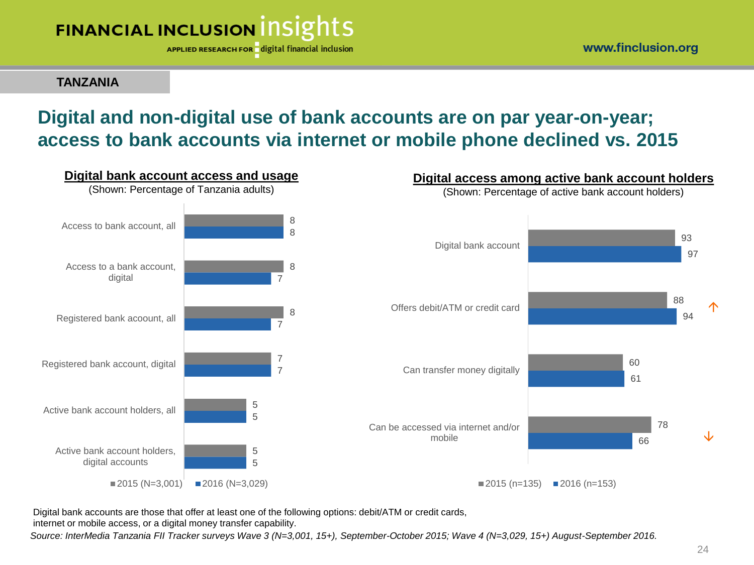TANZANIA

# Digital and non-digital use of bank accounts are on par year-on-year; access to bank accounts via internet or mobile phone declined vs. 2015

## Digital bank account access and usage

(Shown: Percentage of Tanzania adults)

| | 2015 (N=3,001) | 2016 (N=3,029) |
|---|---|---|
| Access to bank account, all | 8 | 8 |
| Access to a bank account, digital | 8 | 7 |
| Registered bank acoount, all | 8 | 7 |
| Registered bank account, digital | 7 | 7 |
| Active bank account holders, all | 5 | 5 |
| Active bank account holders, digital accounts | 5 | 5 |

## Digital access among active bank account holders

(Shown: Percentage of active bank account holders)

| | 2015 (n=135) | 2016 (n=153) | |
|---|---|---|---|
| Digital bank account | 93 | 97 | |
| Offers debit/ATM or credit card | 88 | 94 | ↑ |
| Can transfer money digitally | 60 | 61 | |
| Can be accessed via internet and/or mobile | 78 | 66 | ↓ |

Digital bank accounts are those that offer at least one of the following options: debit/ATM or credit cards, internet or mobile access, or a digital money transfer capability.

*Source: InterMedia Tanzania FII Tracker surveys Wave 3 (N=3,001, 15+), September-October 2015; Wave 4 (N=3,029, 15+) August-September 2016.*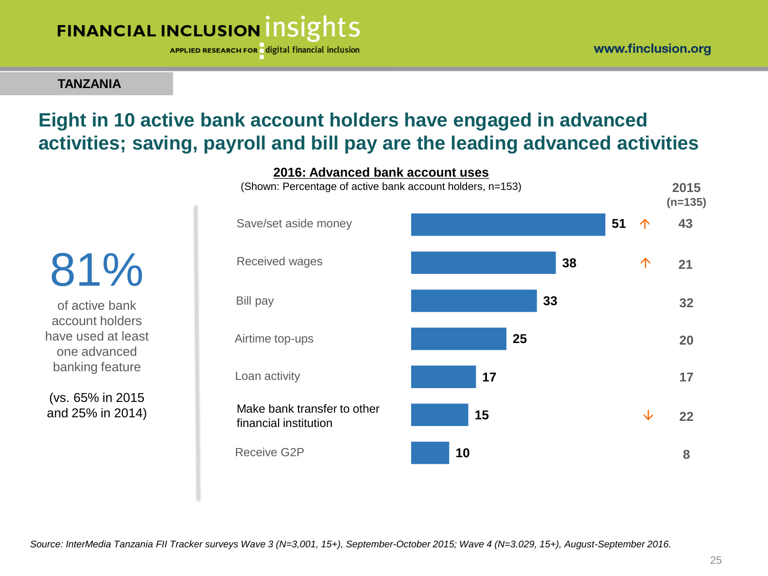TANZANIA

## Eight in 10 active bank account holders have engaged in advanced activities; saving, payroll and bill pay are the leading advanced activities

81%

of active bank account holders have used at least one advanced banking feature

(vs. 65% in 2015 and 25% in 2014)

**2016: Advanced bank account uses**

(Shown: Percentage of active bank account holders, n=153)

| | 2016 | Change | 2015 (n=135) |
|---|---|---|---|
| Save/set aside money | 51 | ↑ | 43 |
| Received wages | 38 | ↑ | 21 |
| Bill pay | 33 | | 32 |
| Airtime top-ups | 25 | | 20 |
| Loan activity | 17 | | 17 |
| Make bank transfer to other financial institution | 15 | ↓ | 22 |
| Receive G2P | 10 | | 8 |

*Source: InterMedia Tanzania FII Tracker surveys Wave 3 (N=3,001, 15+), September-October 2015; Wave 4 (N=3.029, 15+), August-September 2016.*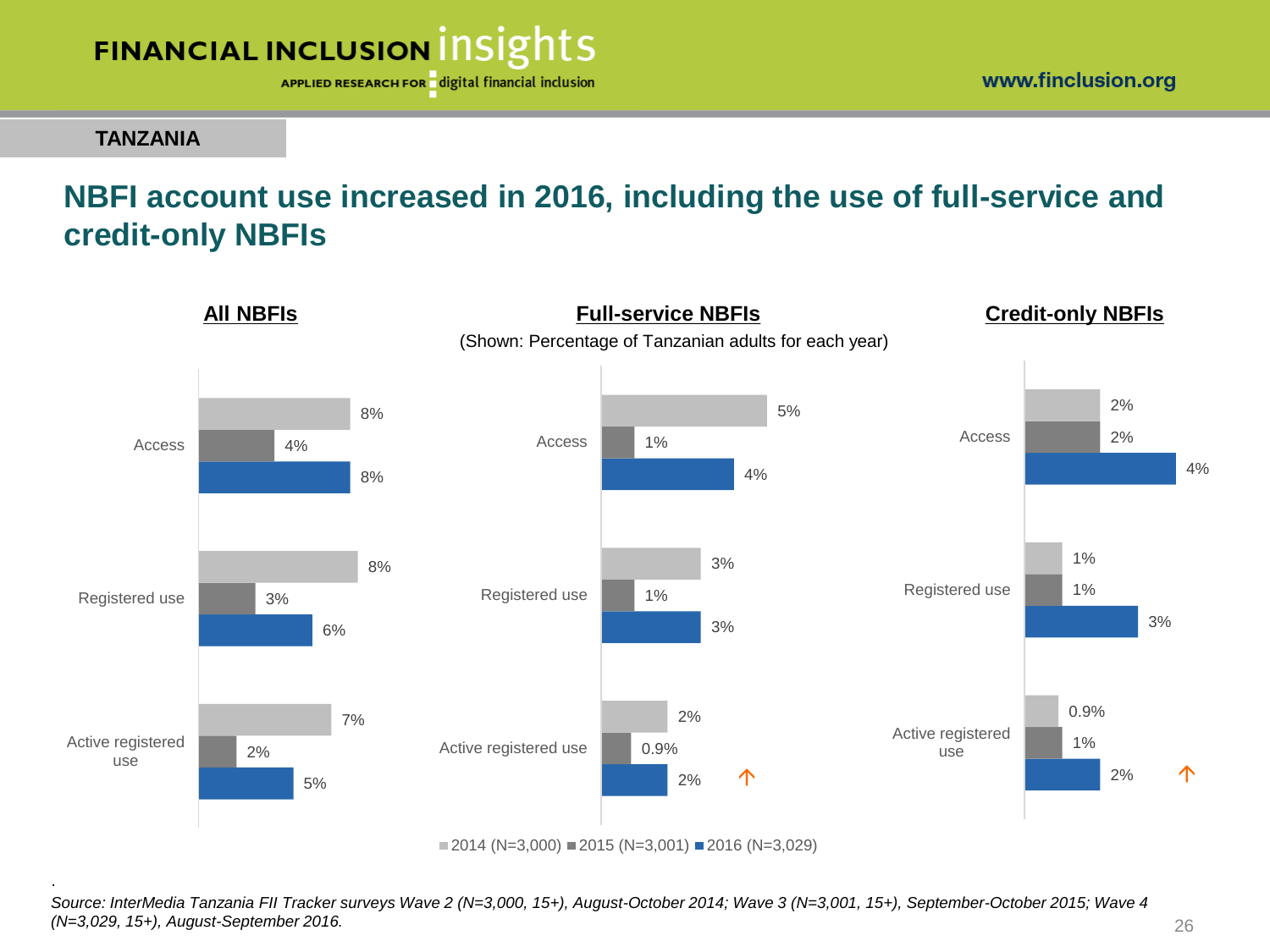**TANZANIA**

## NBFI account use increased in 2016, including the use of full-service and credit-only NBFIs

(Shown: Percentage of Tanzanian adults for each year)

**All NBFIs**

| | 2014 (N=3,000) | 2015 (N=3,001) | 2016 (N=3,029) |
|---|---|---|---|
| Access | 8% | 4% | 8% |
| Registered use | 8% | 3% | 6% |
| Active registered use | 7% | 2% | 5% |

**Full-service NBFIs**

| | 2014 (N=3,000) | 2015 (N=3,001) | 2016 (N=3,029) |
|---|---|---|---|
| Access | 5% | 1% | 4% |
| Registered use | 3% | 1% | 3% |
| Active registered use | 2% | 0.9% | 2% ↑ |

**Credit-only NBFIs**

| | 2014 (N=3,000) | 2015 (N=3,001) | 2016 (N=3,029) |
|---|---|---|---|
| Access | 2% | 2% | 4% |
| Registered use | 1% | 1% | 3% |
| Active registered use | 0.9% | 1% | 2% ↑ |

*Source: InterMedia Tanzania FII Tracker surveys Wave 2 (N=3,000, 15+), August-October 2014; Wave 3 (N=3,001, 15+), September-October 2015; Wave 4 (N=3,029, 15+), August-September 2016.*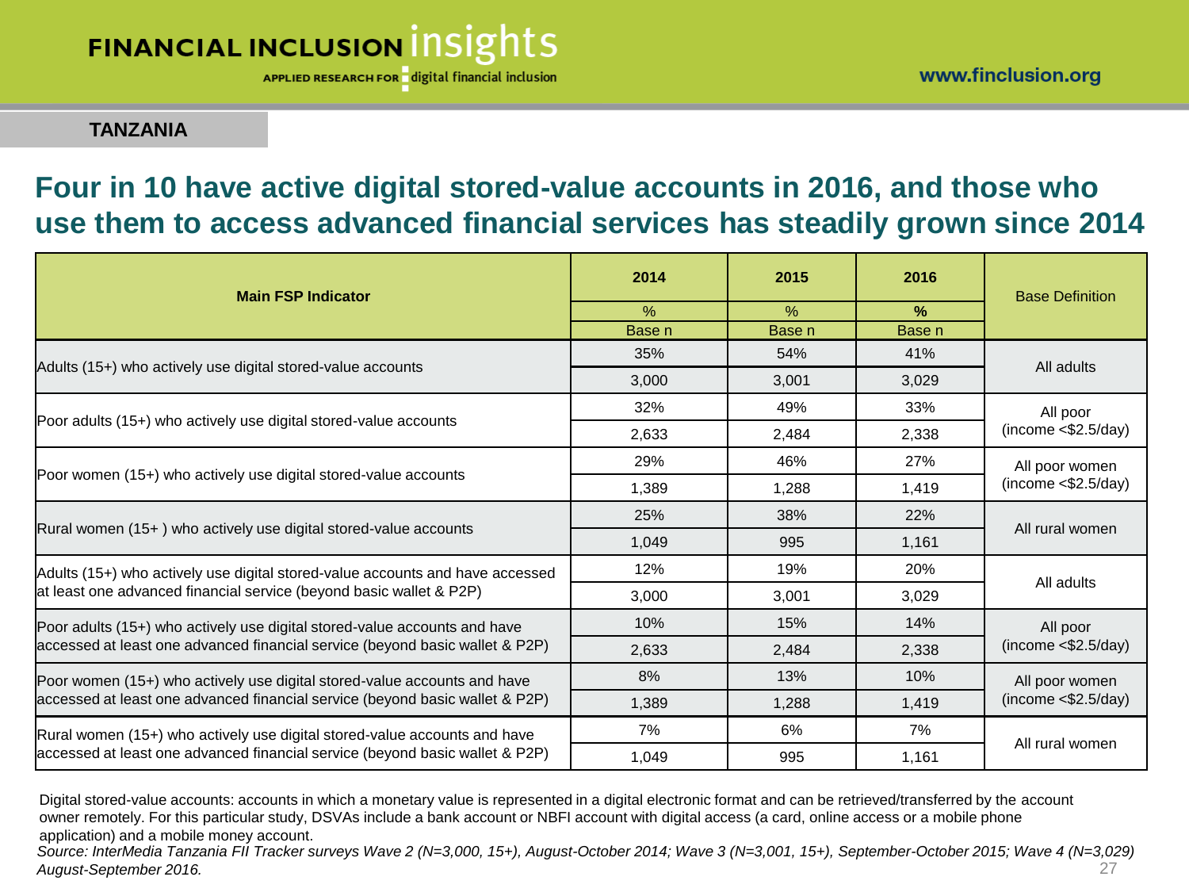**TANZANIA**

# Four in 10 have active digital stored-value accounts in 2016, and those who use them to access advanced financial services has steadily grown since 2014

| Main FSP Indicator | 2014 | 2015 | 2016 | Base Definition |
|---|---|---|---|---|
| | % / Base n | % / Base n | % / Base n | |
| Adults (15+) who actively use digital stored-value accounts | 35% | 54% | 41% | All adults |
| | 3,000 | 3,001 | 3,029 | |
| Poor adults (15+) who actively use digital stored-value accounts | 32% | 49% | 33% | All poor (income <$2.5/day) |
| | 2,633 | 2,484 | 2,338 | |
| Poor women (15+) who actively use digital stored-value accounts | 29% | 46% | 27% | All poor women (income <$2.5/day) |
| | 1,389 | 1,288 | 1,419 | |
| Rural women (15+ ) who actively use digital stored-value accounts | 25% | 38% | 22% | All rural women |
| | 1,049 | 995 | 1,161 | |
| Adults (15+) who actively use digital stored-value accounts and have accessed at least one advanced financial service (beyond basic wallet & P2P) | 12% | 19% | 20% | All adults |
| | 3,000 | 3,001 | 3,029 | |
| Poor adults (15+) who actively use digital stored-value accounts and have accessed at least one advanced financial service (beyond basic wallet & P2P) | 10% | 15% | 14% | All poor (income <$2.5/day) |
| | 2,633 | 2,484 | 2,338 | |
| Poor women (15+) who actively use digital stored-value accounts and have accessed at least one advanced financial service (beyond basic wallet & P2P) | 8% | 13% | 10% | All poor women (income <$2.5/day) |
| | 1,389 | 1,288 | 1,419 | |
| Rural women (15+) who actively use digital stored-value accounts and have accessed at least one advanced financial service (beyond basic wallet & P2P) | 7% | 6% | 7% | All rural women |
| | 1,049 | 995 | 1,161 | |

Digital stored-value accounts: accounts in which a monetary value is represented in a digital electronic format and can be retrieved/transferred by the account owner remotely. For this particular study, DSVAs include a bank account or NBFI account with digital access (a card, online access or a mobile phone application) and a mobile money account.

*Source: InterMedia Tanzania FII Tracker surveys Wave 2 (N=3,000, 15+), August-October 2014; Wave 3 (N=3,001, 15+), September-October 2015; Wave 4 (N=3,029) August-September 2016.*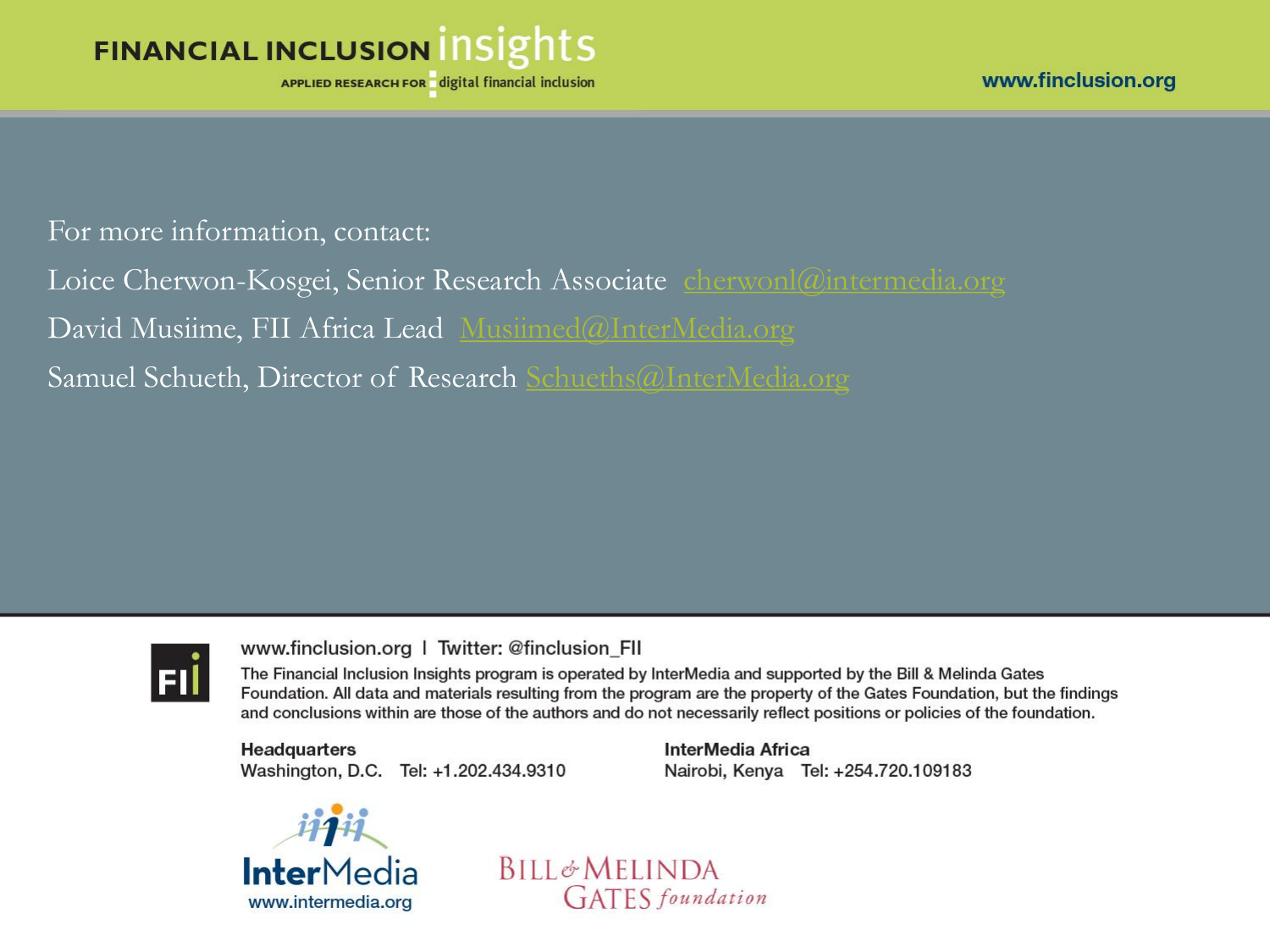FINANCIAL INCLUSION insights

APPLIED RESEARCH FOR digital financial inclusion

www.finclusion.org

For more information, contact:

Loice Cherwon-Kosgei, Senior Research Associate cherwonl@intermedia.org

David Musiime, FII Africa Lead Musiimed@InterMedia.org

Samuel Schueth, Director of Research Schueths@InterMedia.org

www.finclusion.org | Twitter: @finclusion_FII

The Financial Inclusion Insights program is operated by InterMedia and supported by the Bill & Melinda Gates Foundation. All data and materials resulting from the program are the property of the Gates Foundation, but the findings and conclusions within are those of the authors and do not necessarily reflect positions or policies of the foundation.

**Headquarters**
Washington, D.C. Tel: +1.202.434.9310

**InterMedia Africa**
Nairobi, Kenya Tel: +254.720.109183

InterMedia
www.intermedia.org

BILL & MELINDA GATES foundation